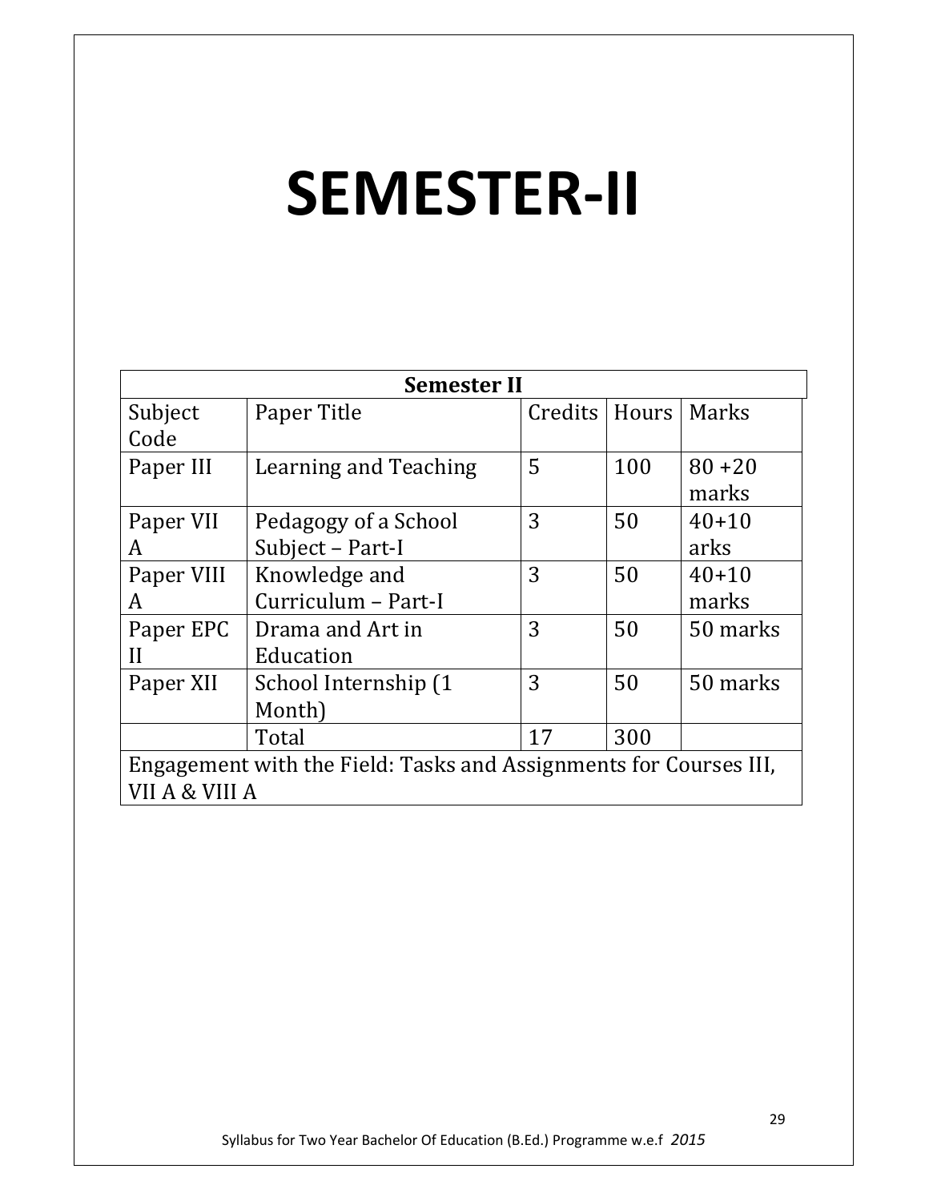# SEMESTER-II

| Semester II | | | | |
|---|---|---|---|---|
| Subject Code | Paper Title | Credits | Hours | Marks |
| Paper III | Learning and Teaching | 5 | 100 | 80 +20 marks |
| Paper VII A | Pedagogy of a School Subject – Part-I | 3 | 50 | 40+10 arks |
| Paper VIII A | Knowledge and Curriculum – Part-I | 3 | 50 | 40+10 marks |
| Paper EPC II | Drama and Art in Education | 3 | 50 | 50 marks |
| Paper XII | School Internship (1 Month) | 3 | 50 | 50 marks |
| | Total | 17 | 300 | |
| Engagement with the Field: Tasks and Assignments for Courses III, VII A & VIII A | | | | |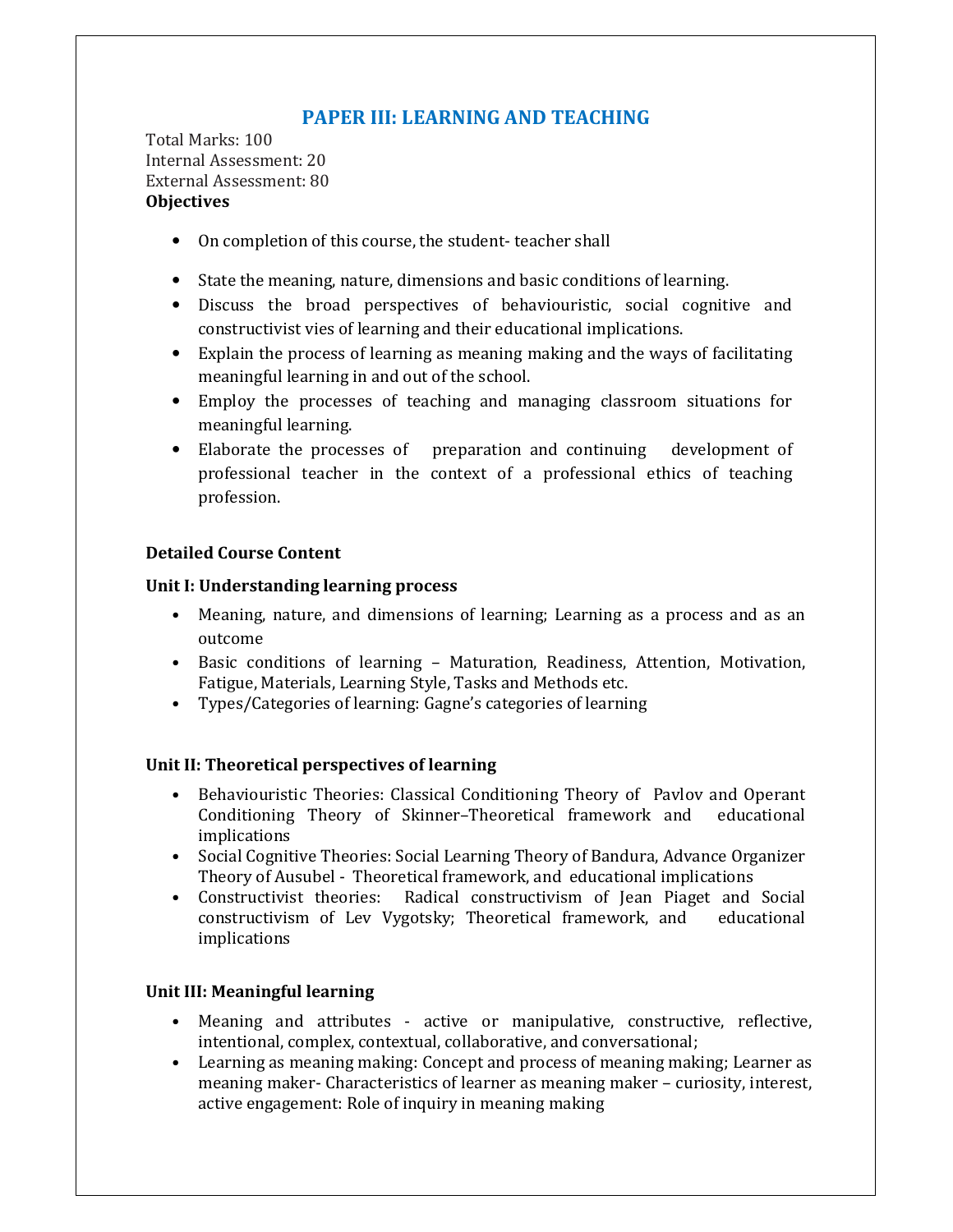## PAPER III: LEARNING AND TEACHING

Total Marks: 100
Internal Assessment: 20
External Assessment: 80

**Objectives**

- On completion of this course, the student- teacher shall
- State the meaning, nature, dimensions and basic conditions of learning.
- Discuss the broad perspectives of behaviouristic, social cognitive and constructivist vies of learning and their educational implications.
- Explain the process of learning as meaning making and the ways of facilitating meaningful learning in and out of the school.
- Employ the processes of teaching and managing classroom situations for meaningful learning.
- Elaborate the processes of preparation and continuing development of professional teacher in the context of a professional ethics of teaching profession.

**Detailed Course Content**

**Unit I: Understanding learning process**

- Meaning, nature, and dimensions of learning; Learning as a process and as an outcome
- Basic conditions of learning – Maturation, Readiness, Attention, Motivation, Fatigue, Materials, Learning Style, Tasks and Methods etc.
- Types/Categories of learning: Gagne's categories of learning

**Unit II: Theoretical perspectives of learning**

- Behaviouristic Theories: Classical Conditioning Theory of Pavlov and Operant Conditioning Theory of Skinner–Theoretical framework and educational implications
- Social Cognitive Theories: Social Learning Theory of Bandura, Advance Organizer Theory of Ausubel - Theoretical framework, and educational implications
- Constructivist theories: Radical constructivism of Jean Piaget and Social constructivism of Lev Vygotsky; Theoretical framework, and educational implications

**Unit III: Meaningful learning**

- Meaning and attributes - active or manipulative, constructive, reflective, intentional, complex, contextual, collaborative, and conversational;
- Learning as meaning making: Concept and process of meaning making; Learner as meaning maker- Characteristics of learner as meaning maker – curiosity, interest, active engagement: Role of inquiry in meaning making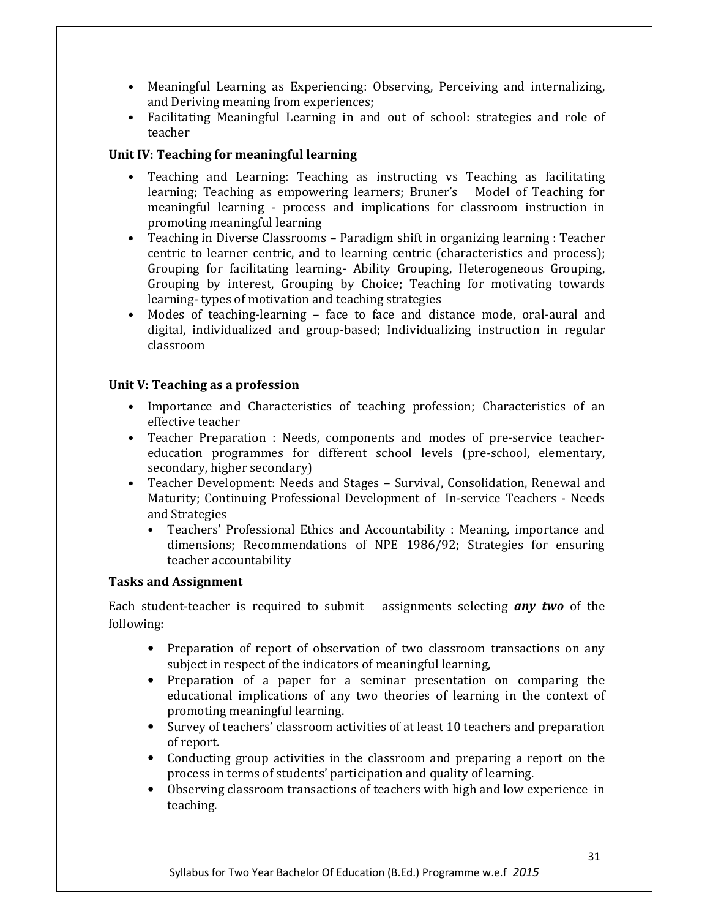- Meaningful Learning as Experiencing: Observing, Perceiving and internalizing, and Deriving meaning from experiences;
- Facilitating Meaningful Learning in and out of school: strategies and role of teacher

**Unit IV: Teaching for meaningful learning**

- Teaching and Learning: Teaching as instructing vs Teaching as facilitating learning; Teaching as empowering learners; Bruner's Model of Teaching for meaningful learning - process and implications for classroom instruction in promoting meaningful learning
- Teaching in Diverse Classrooms – Paradigm shift in organizing learning : Teacher centric to learner centric, and to learning centric (characteristics and process); Grouping for facilitating learning- Ability Grouping, Heterogeneous Grouping, Grouping by interest, Grouping by Choice; Teaching for motivating towards learning- types of motivation and teaching strategies
- Modes of teaching-learning – face to face and distance mode, oral-aural and digital, individualized and group-based; Individualizing instruction in regular classroom

**Unit V: Teaching as a profession**

- Importance and Characteristics of teaching profession; Characteristics of an effective teacher
- Teacher Preparation : Needs, components and modes of pre-service teacher-education programmes for different school levels (pre-school, elementary, secondary, higher secondary)
- Teacher Development: Needs and Stages – Survival, Consolidation, Renewal and Maturity; Continuing Professional Development of In-service Teachers - Needs and Strategies
  - Teachers' Professional Ethics and Accountability : Meaning, importance and dimensions; Recommendations of NPE 1986/92; Strategies for ensuring teacher accountability

**Tasks and Assignment**

Each student-teacher is required to submit assignments selecting ***any two*** of the following:

- Preparation of report of observation of two classroom transactions on any subject in respect of the indicators of meaningful learning,
- Preparation of a paper for a seminar presentation on comparing the educational implications of any two theories of learning in the context of promoting meaningful learning.
- Survey of teachers' classroom activities of at least 10 teachers and preparation of report.
- Conducting group activities in the classroom and preparing a report on the process in terms of students' participation and quality of learning.
- Observing classroom transactions of teachers with high and low experience in teaching.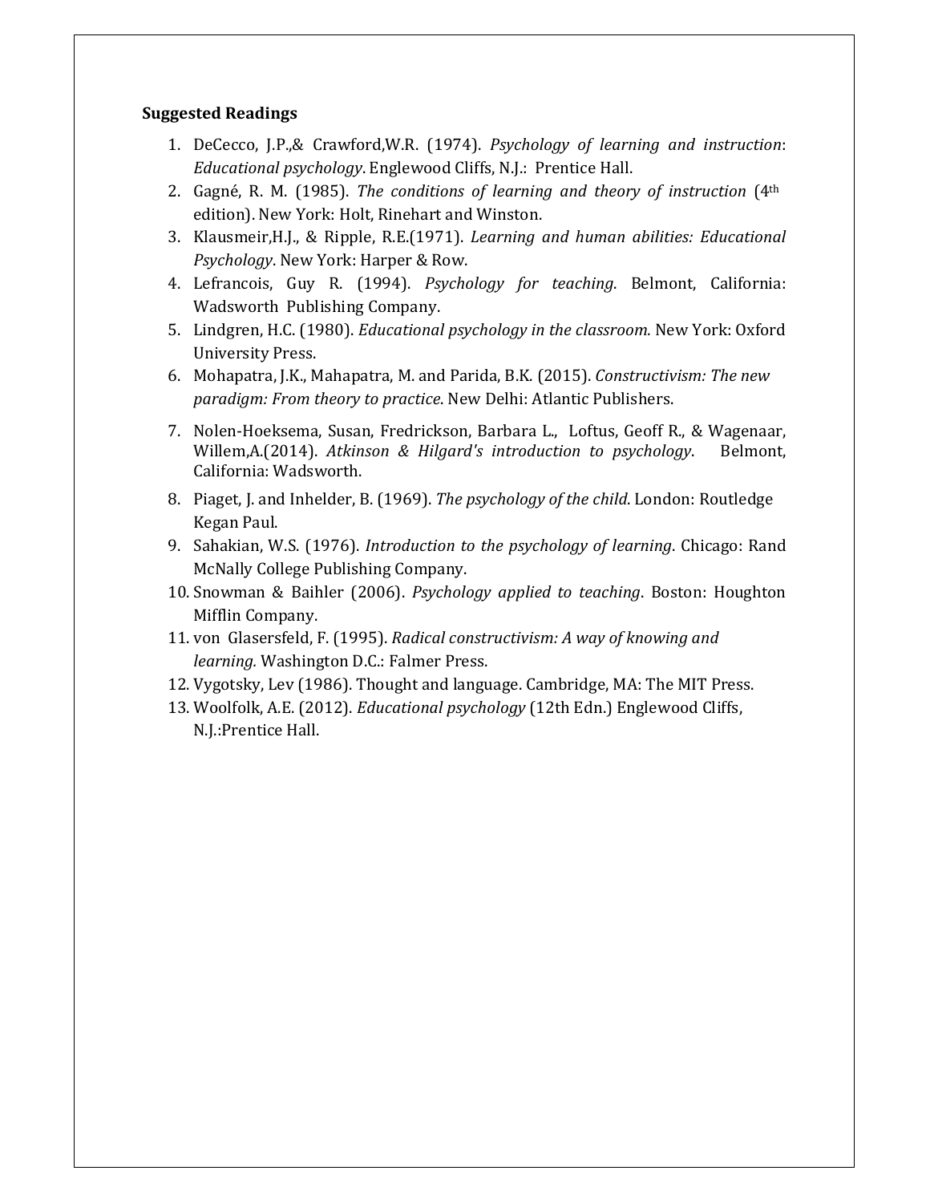**Suggested Readings**

1. DeCecco, J.P.,& Crawford,W.R. (1974). *Psychology of learning and instruction*: *Educational psychology*. Englewood Cliffs, N.J.: Prentice Hall.
2. Gagné, R. M. (1985). *The conditions of learning and theory of instruction* (4th edition). New York: Holt, Rinehart and Winston.
3. Klausmeir,H.J., & Ripple, R.E.(1971). *Learning and human abilities: Educational Psychology*. New York: Harper & Row.
4. Lefrancois, Guy R. (1994). *Psychology for teaching*. Belmont, California: Wadsworth Publishing Company.
5. Lindgren, H.C. (1980). *Educational psychology in the classroom.* New York: Oxford University Press.
6. Mohapatra, J.K., Mahapatra, M. and Parida, B.K. (2015). *Constructivism: The new paradigm: From theory to practice*. New Delhi: Atlantic Publishers.
7. Nolen-Hoeksema, Susan, Fredrickson, Barbara L., Loftus, Geoff R., & Wagenaar, Willem,A.(2014). *Atkinson & Hilgard's introduction to psychology*. Belmont, California: Wadsworth.
8. Piaget, J. and Inhelder, B. (1969). *The psychology of the child*. London: Routledge Kegan Paul.
9. Sahakian, W.S. (1976). *Introduction to the psychology of learning*. Chicago: Rand McNally College Publishing Company.
10. Snowman & Baihler (2006). *Psychology applied to teaching*. Boston: Houghton Mifflin Company.
11. von Glasersfeld, F. (1995). *Radical constructivism: A way of knowing and learning.* Washington D.C.: Falmer Press.
12. Vygotsky, Lev (1986). Thought and language. Cambridge, MA: The MIT Press.
13. Woolfolk, A.E. (2012). *Educational psychology* (12th Edn.) Englewood Cliffs, N.J.:Prentice Hall.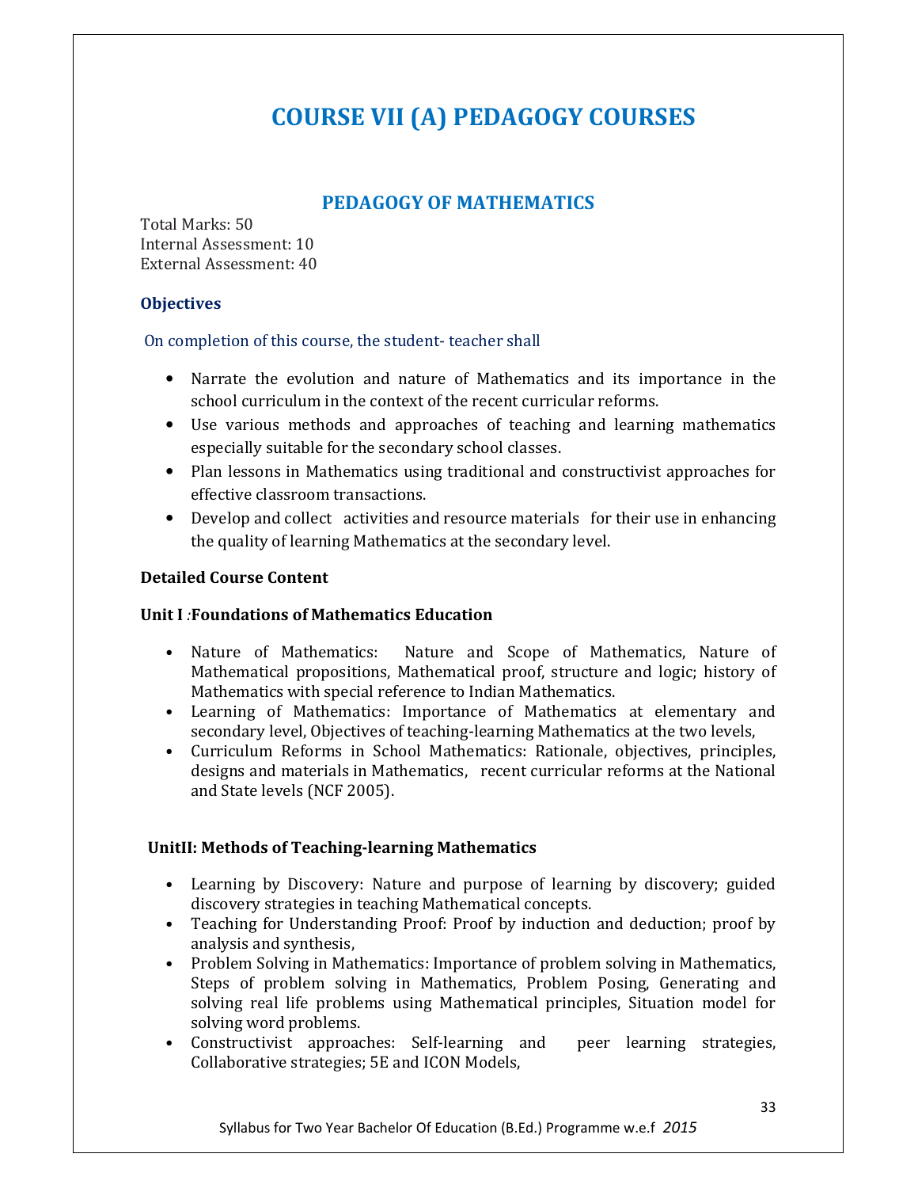# COURSE VII (A) PEDAGOGY COURSES

## PEDAGOGY OF MATHEMATICS

Total Marks: 50
Internal Assessment: 10
External Assessment: 40

### Objectives

On completion of this course, the student- teacher shall

- Narrate the evolution and nature of Mathematics and its importance in the school curriculum in the context of the recent curricular reforms.
- Use various methods and approaches of teaching and learning mathematics especially suitable for the secondary school classes.
- Plan lessons in Mathematics using traditional and constructivist approaches for effective classroom transactions.
- Develop and collect activities and resource materials for their use in enhancing the quality of learning Mathematics at the secondary level.

**Detailed Course Content**

**Unit I :Foundations of Mathematics Education**

- Nature of Mathematics: Nature and Scope of Mathematics, Nature of Mathematical propositions, Mathematical proof, structure and logic; history of Mathematics with special reference to Indian Mathematics.
- Learning of Mathematics: Importance of Mathematics at elementary and secondary level, Objectives of teaching-learning Mathematics at the two levels,
- Curriculum Reforms in School Mathematics: Rationale, objectives, principles, designs and materials in Mathematics, recent curricular reforms at the National and State levels (NCF 2005).

**UnitII: Methods of Teaching-learning Mathematics**

- Learning by Discovery: Nature and purpose of learning by discovery; guided discovery strategies in teaching Mathematical concepts.
- Teaching for Understanding Proof: Proof by induction and deduction; proof by analysis and synthesis,
- Problem Solving in Mathematics: Importance of problem solving in Mathematics, Steps of problem solving in Mathematics, Problem Posing, Generating and solving real life problems using Mathematical principles, Situation model for solving word problems.
- Constructivist approaches: Self-learning and peer learning strategies, Collaborative strategies; 5E and ICON Models,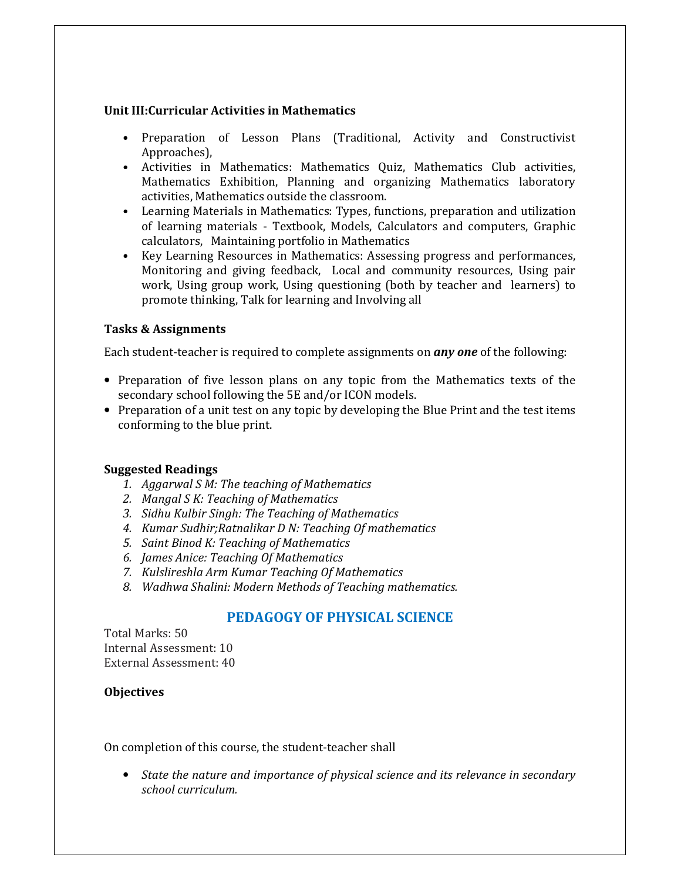**Unit III:Curricular Activities in Mathematics**

- Preparation of Lesson Plans (Traditional, Activity and Constructivist Approaches),
- Activities in Mathematics: Mathematics Quiz, Mathematics Club activities, Mathematics Exhibition, Planning and organizing Mathematics laboratory activities, Mathematics outside the classroom.
- Learning Materials in Mathematics: Types, functions, preparation and utilization of learning materials - Textbook, Models, Calculators and computers, Graphic calculators, Maintaining portfolio in Mathematics
- Key Learning Resources in Mathematics: Assessing progress and performances, Monitoring and giving feedback, Local and community resources, Using pair work, Using group work, Using questioning (both by teacher and learners) to promote thinking, Talk for learning and Involving all

**Tasks & Assignments**

Each student-teacher is required to complete assignments on ***any one*** of the following:

- Preparation of five lesson plans on any topic from the Mathematics texts of the secondary school following the 5E and/or ICON models.
- Preparation of a unit test on any topic by developing the Blue Print and the test items conforming to the blue print.

**Suggested Readings**

1. *Aggarwal S M: The teaching of Mathematics*
2. *Mangal S K: Teaching of Mathematics*
3. *Sidhu Kulbir Singh: The Teaching of Mathematics*
4. *Kumar Sudhir;Ratnalikar D N: Teaching Of mathematics*
5. *Saint Binod K: Teaching of Mathematics*
6. *James Anice: Teaching Of Mathematics*
7. *Kulslireshla Arm Kumar Teaching Of Mathematics*
8. *Wadhwa Shalini: Modern Methods of Teaching mathematics.*

## PEDAGOGY OF PHYSICAL SCIENCE

Total Marks: 50
Internal Assessment: 10
External Assessment: 40

**Objectives**

On completion of this course, the student-teacher shall

- *State the nature and importance of physical science and its relevance in secondary school curriculum.*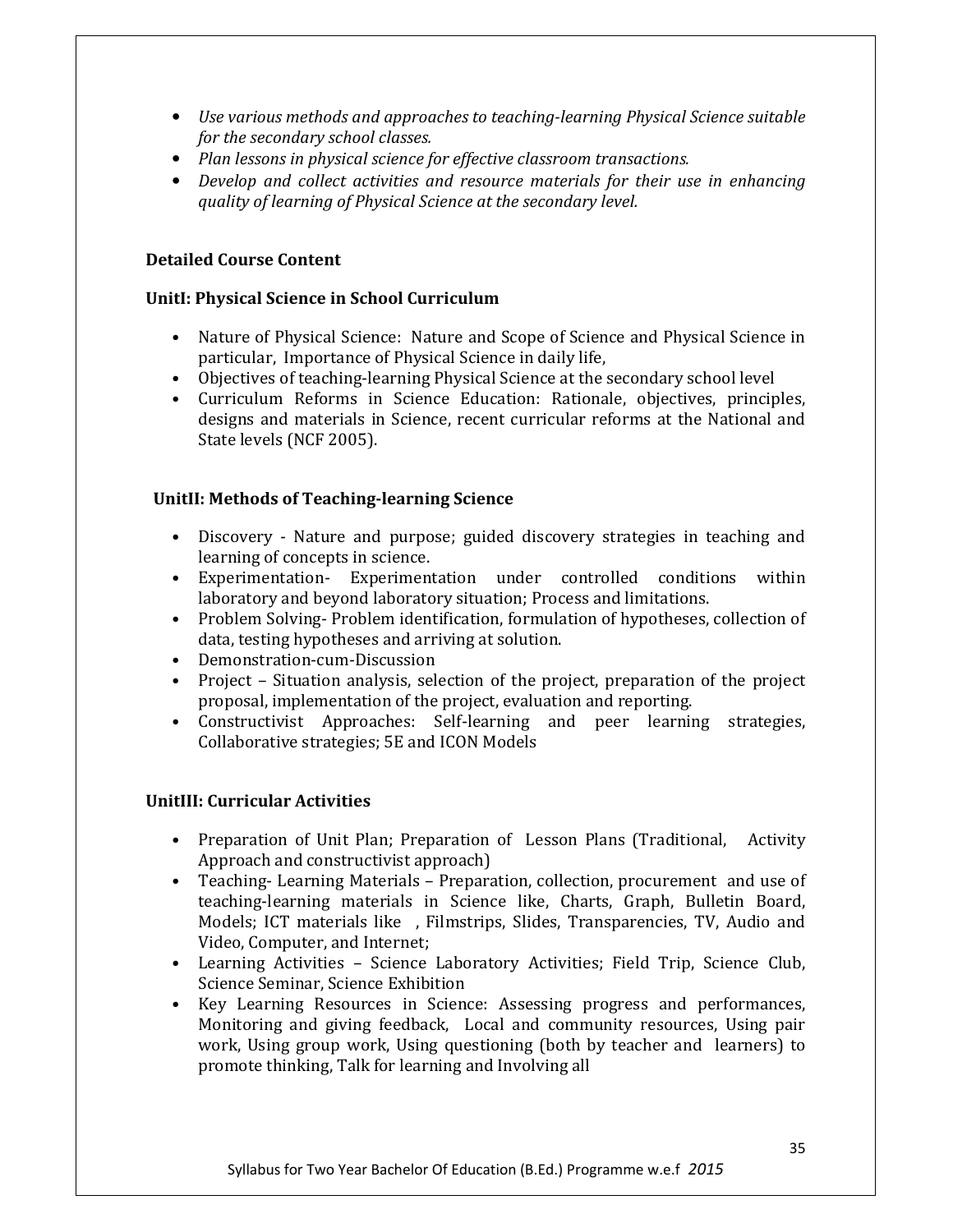- *Use various methods and approaches to teaching-learning Physical Science suitable for the secondary school classes.*
- *Plan lessons in physical science for effective classroom transactions.*
- *Develop and collect activities and resource materials for their use in enhancing quality of learning of Physical Science at the secondary level.*

**Detailed Course Content**

**UnitI: Physical Science in School Curriculum**

- Nature of Physical Science: Nature and Scope of Science and Physical Science in particular, Importance of Physical Science in daily life,
- Objectives of teaching-learning Physical Science at the secondary school level
- Curriculum Reforms in Science Education: Rationale, objectives, principles, designs and materials in Science, recent curricular reforms at the National and State levels (NCF 2005).

**UnitII: Methods of Teaching-learning Science**

- Discovery - Nature and purpose; guided discovery strategies in teaching and learning of concepts in science.
- Experimentation- Experimentation under controlled conditions within laboratory and beyond laboratory situation; Process and limitations.
- Problem Solving- Problem identification, formulation of hypotheses, collection of data, testing hypotheses and arriving at solution.
- Demonstration-cum-Discussion
- Project – Situation analysis, selection of the project, preparation of the project proposal, implementation of the project, evaluation and reporting.
- Constructivist Approaches: Self-learning and peer learning strategies, Collaborative strategies; 5E and ICON Models

**UnitIII: Curricular Activities**

- Preparation of Unit Plan; Preparation of Lesson Plans (Traditional, Activity Approach and constructivist approach)
- Teaching- Learning Materials – Preparation, collection, procurement and use of teaching-learning materials in Science like, Charts, Graph, Bulletin Board, Models; ICT materials like , Filmstrips, Slides, Transparencies, TV, Audio and Video, Computer, and Internet;
- Learning Activities – Science Laboratory Activities; Field Trip, Science Club, Science Seminar, Science Exhibition
- Key Learning Resources in Science: Assessing progress and performances, Monitoring and giving feedback, Local and community resources, Using pair work, Using group work, Using questioning (both by teacher and learners) to promote thinking, Talk for learning and Involving all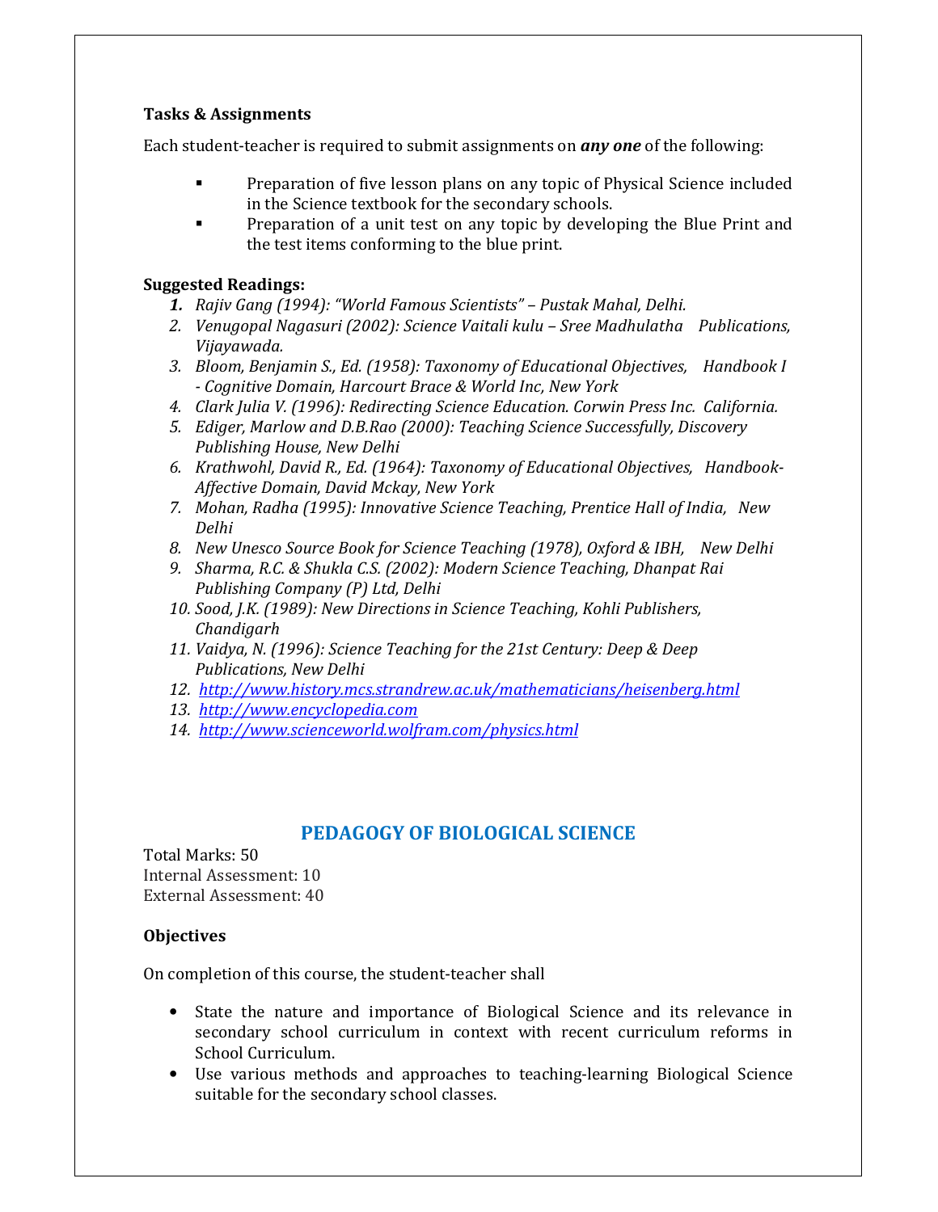**Tasks & Assignments**

Each student-teacher is required to submit assignments on ***any one*** of the following:

- Preparation of five lesson plans on any topic of Physical Science included in the Science textbook for the secondary schools.
- Preparation of a unit test on any topic by developing the Blue Print and the test items conforming to the blue print.

**Suggested Readings:**

1. *Rajiv Gang (1994): "World Famous Scientists" – Pustak Mahal, Delhi.*
2. *Venugopal Nagasuri (2002): Science Vaitali kulu – Sree Madhulatha Publications, Vijayawada.*
3. *Bloom, Benjamin S., Ed. (1958): Taxonomy of Educational Objectives, Handbook I - Cognitive Domain, Harcourt Brace & World Inc, New York*
4. *Clark Julia V. (1996): Redirecting Science Education. Corwin Press Inc. California.*
5. *Ediger, Marlow and D.B.Rao (2000): Teaching Science Successfully, Discovery Publishing House, New Delhi*
6. *Krathwohl, David R., Ed. (1964): Taxonomy of Educational Objectives, Handbook-Affective Domain, David Mckay, New York*
7. *Mohan, Radha (1995): Innovative Science Teaching, Prentice Hall of India, New Delhi*
8. *New Unesco Source Book for Science Teaching (1978), Oxford & IBH, New Delhi*
9. *Sharma, R.C. & Shukla C.S. (2002): Modern Science Teaching, Dhanpat Rai Publishing Company (P) Ltd, Delhi*
10. *Sood, J.K. (1989): New Directions in Science Teaching, Kohli Publishers, Chandigarh*
11. *Vaidya, N. (1996): Science Teaching for the 21st Century: Deep & Deep Publications, New Delhi*
12. *http://www.history.mcs.strandrew.ac.uk/mathematicians/heisenberg.html*
13. *http://www.encyclopedia.com*
14. *http://www.scienceworld.wolfram.com/physics.html*

## PEDAGOGY OF BIOLOGICAL SCIENCE

Total Marks: 50
Internal Assessment: 10
External Assessment: 40

**Objectives**

On completion of this course, the student-teacher shall

- State the nature and importance of Biological Science and its relevance in secondary school curriculum in context with recent curriculum reforms in School Curriculum.
- Use various methods and approaches to teaching-learning Biological Science suitable for the secondary school classes.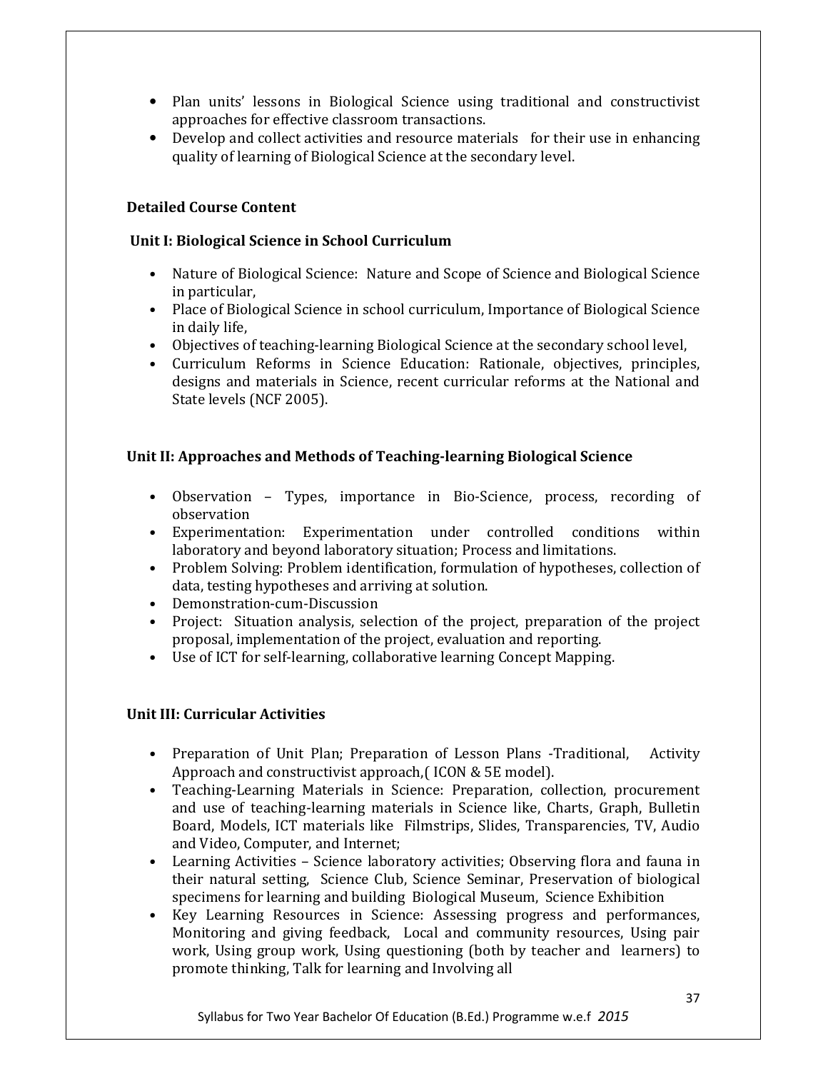- Plan units' lessons in Biological Science using traditional and constructivist approaches for effective classroom transactions.
- Develop and collect activities and resource materials for their use in enhancing quality of learning of Biological Science at the secondary level.

**Detailed Course Content**

**Unit I: Biological Science in School Curriculum**

- Nature of Biological Science: Nature and Scope of Science and Biological Science in particular,
- Place of Biological Science in school curriculum, Importance of Biological Science in daily life,
- Objectives of teaching-learning Biological Science at the secondary school level,
- Curriculum Reforms in Science Education: Rationale, objectives, principles, designs and materials in Science, recent curricular reforms at the National and State levels (NCF 2005).

**Unit II: Approaches and Methods of Teaching-learning Biological Science**

- Observation – Types, importance in Bio-Science, process, recording of observation
- Experimentation: Experimentation under controlled conditions within laboratory and beyond laboratory situation; Process and limitations.
- Problem Solving: Problem identification, formulation of hypotheses, collection of data, testing hypotheses and arriving at solution.
- Demonstration-cum-Discussion
- Project: Situation analysis, selection of the project, preparation of the project proposal, implementation of the project, evaluation and reporting.
- Use of ICT for self-learning, collaborative learning Concept Mapping.

**Unit III: Curricular Activities**

- Preparation of Unit Plan; Preparation of Lesson Plans -Traditional, Activity Approach and constructivist approach,( ICON & 5E model).
- Teaching-Learning Materials in Science: Preparation, collection, procurement and use of teaching-learning materials in Science like, Charts, Graph, Bulletin Board, Models, ICT materials like Filmstrips, Slides, Transparencies, TV, Audio and Video, Computer, and Internet;
- Learning Activities – Science laboratory activities; Observing flora and fauna in their natural setting, Science Club, Science Seminar, Preservation of biological specimens for learning and building Biological Museum, Science Exhibition
- Key Learning Resources in Science: Assessing progress and performances, Monitoring and giving feedback, Local and community resources, Using pair work, Using group work, Using questioning (both by teacher and learners) to promote thinking, Talk for learning and Involving all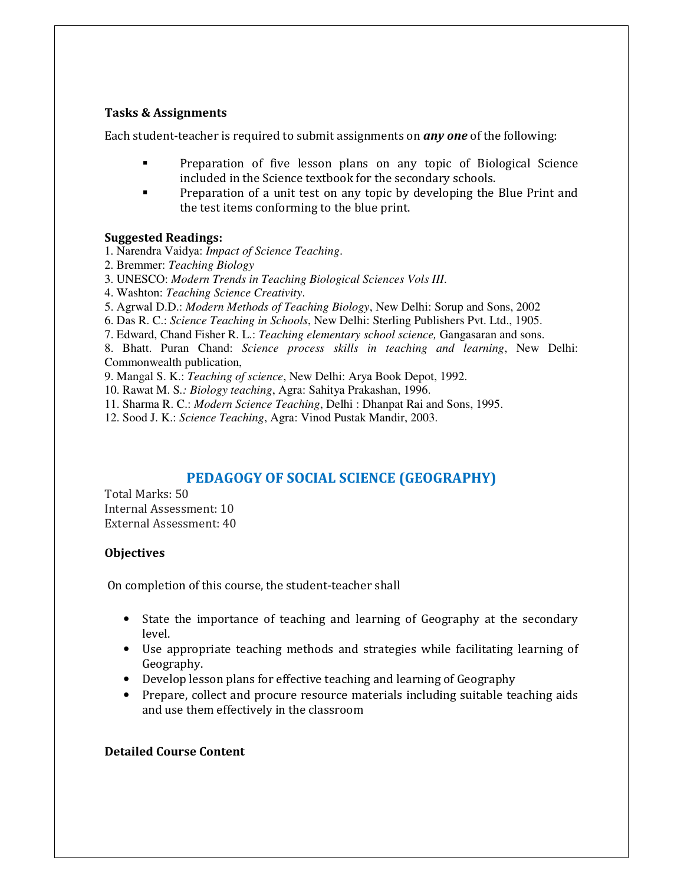**Tasks & Assignments**

Each student-teacher is required to submit assignments on ***any one*** of the following:

- Preparation of five lesson plans on any topic of Biological Science included in the Science textbook for the secondary schools.
- Preparation of a unit test on any topic by developing the Blue Print and the test items conforming to the blue print.

**Suggested Readings:**

1. Narendra Vaidya: *Impact of Science Teaching*.
2. Bremmer: *Teaching Biology*
3. UNESCO: *Modern Trends in Teaching Biological Sciences Vols III*.
4. Washton: *Teaching Science Creativity*.
5. Agrwal D.D.: *Modern Methods of Teaching Biology*, New Delhi: Sorup and Sons, 2002
6. Das R. C.: *Science Teaching in Schools*, New Delhi: Sterling Publishers Pvt. Ltd., 1905.
7. Edward, Chand Fisher R. L.: *Teaching elementary school science,* Gangasaran and sons.
8. Bhatt. Puran Chand: *Science process skills in teaching and learning*, New Delhi: Commonwealth publication,
9. Mangal S. K.: *Teaching of science*, New Delhi: Arya Book Depot, 1992.
10. Rawat M. S.: *Biology teaching*, Agra: Sahitya Prakashan, 1996.
11. Sharma R. C.: *Modern Science Teaching*, Delhi : Dhanpat Rai and Sons, 1995.
12. Sood J. K.: *Science Teaching*, Agra: Vinod Pustak Mandir, 2003.

## PEDAGOGY OF SOCIAL SCIENCE (GEOGRAPHY)

Total Marks: 50
Internal Assessment: 10
External Assessment: 40

**Objectives**

On completion of this course, the student-teacher shall

- State the importance of teaching and learning of Geography at the secondary level.
- Use appropriate teaching methods and strategies while facilitating learning of Geography.
- Develop lesson plans for effective teaching and learning of Geography
- Prepare, collect and procure resource materials including suitable teaching aids and use them effectively in the classroom

**Detailed Course Content**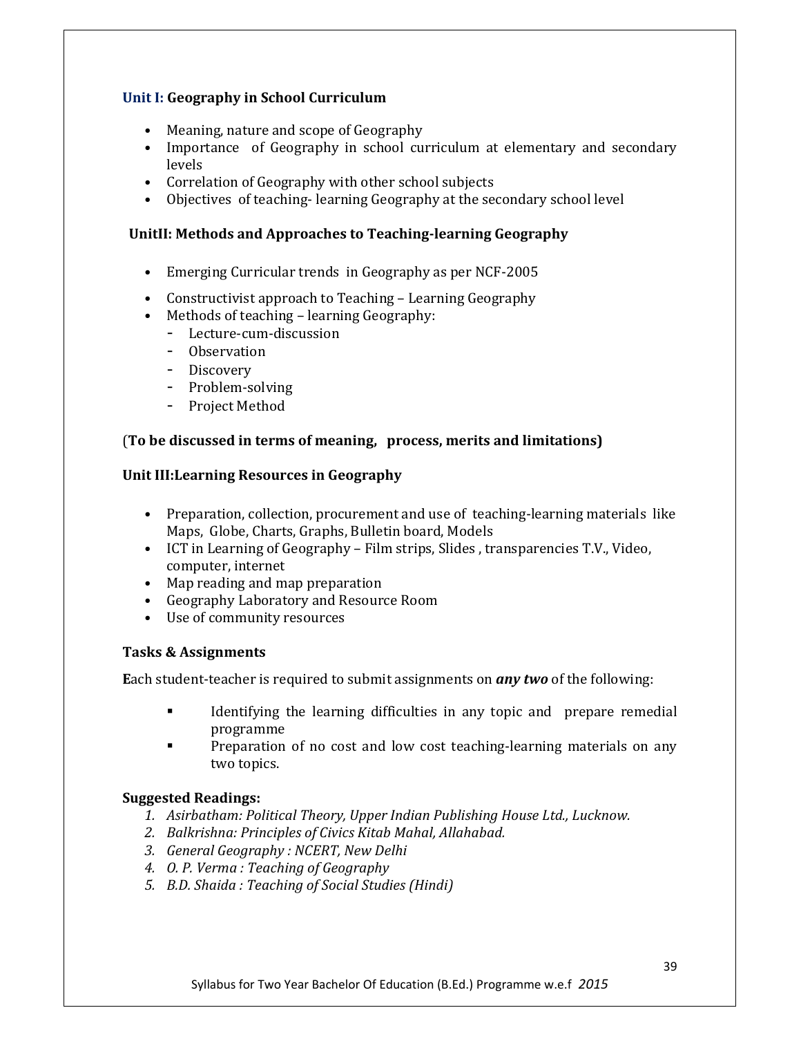### Unit I: Geography in School Curriculum

- Meaning, nature and scope of Geography
- Importance of Geography in school curriculum at elementary and secondary levels
- Correlation of Geography with other school subjects
- Objectives of teaching- learning Geography at the secondary school level

### UnitII: Methods and Approaches to Teaching-learning Geography

- Emerging Curricular trends in Geography as per NCF-2005
- Constructivist approach to Teaching – Learning Geography
- Methods of teaching – learning Geography:
  - Lecture-cum-discussion
  - Observation
  - Discovery
  - Problem-solving
  - Project Method

(**To be discussed in terms of meaning, process, merits and limitations)**

### Unit III:Learning Resources in Geography

- Preparation, collection, procurement and use of teaching-learning materials like Maps, Globe, Charts, Graphs, Bulletin board, Models
- ICT in Learning of Geography – Film strips, Slides , transparencies T.V., Video, computer, internet
- Map reading and map preparation
- Geography Laboratory and Resource Room
- Use of community resources

### Tasks & Assignments

**E**ach student-teacher is required to submit assignments on ***any two*** of the following:

- Identifying the learning difficulties in any topic and prepare remedial programme
- Preparation of no cost and low cost teaching-learning materials on any two topics.

### Suggested Readings:

1. *Asirbatham: Political Theory, Upper Indian Publishing House Ltd., Lucknow.*
2. *Balkrishna: Principles of Civics Kitab Mahal, Allahabad.*
3. *General Geography : NCERT, New Delhi*
4. *O. P. Verma : Teaching of Geography*
5. *B.D. Shaida : Teaching of Social Studies (Hindi)*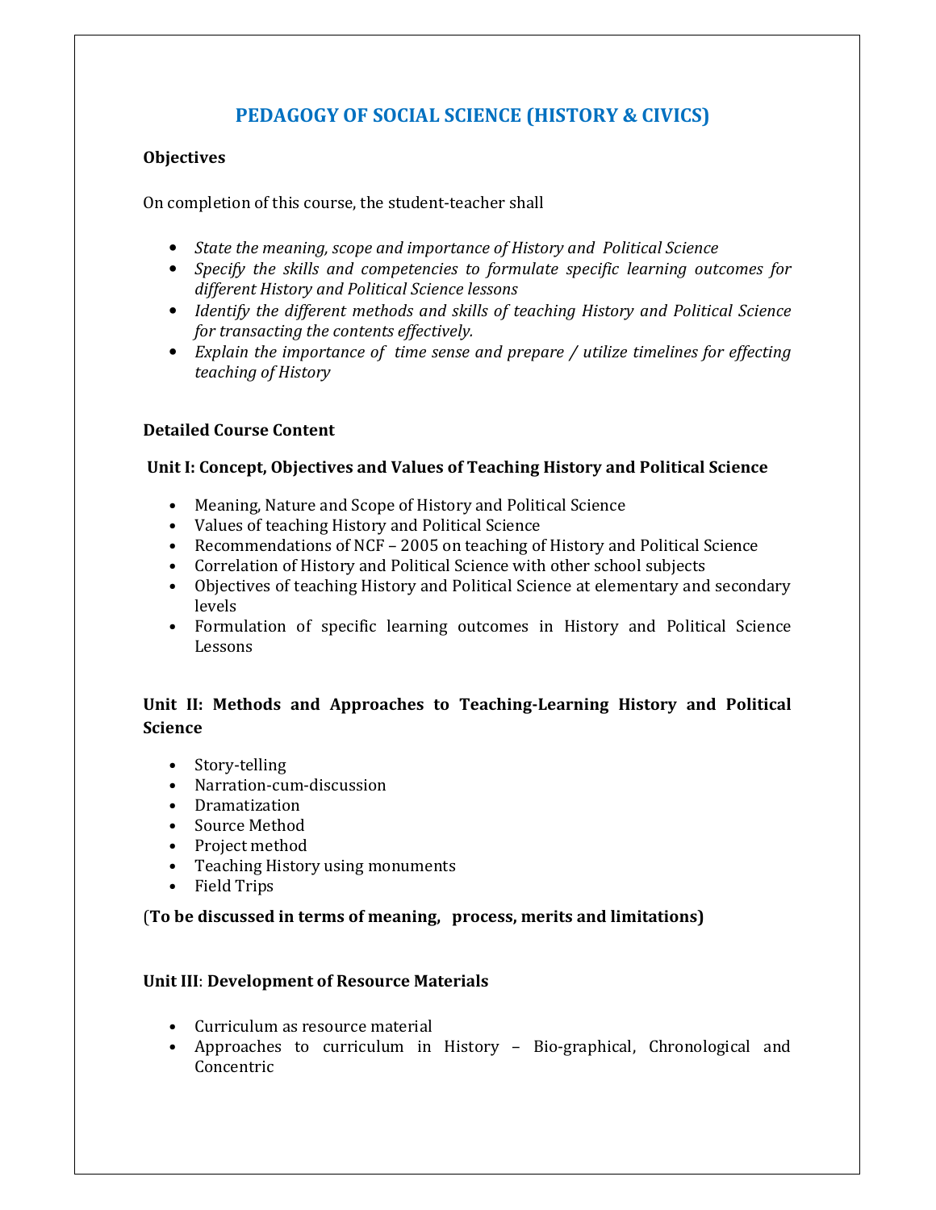# PEDAGOGY OF SOCIAL SCIENCE (HISTORY & CIVICS)

**Objectives**

On completion of this course, the student-teacher shall

- *State the meaning, scope and importance of History and Political Science*
- *Specify the skills and competencies to formulate specific learning outcomes for different History and Political Science lessons*
- *Identify the different methods and skills of teaching History and Political Science for transacting the contents effectively.*
- *Explain the importance of time sense and prepare / utilize timelines for effecting teaching of History*

**Detailed Course Content**

**Unit I: Concept, Objectives and Values of Teaching History and Political Science**

- Meaning, Nature and Scope of History and Political Science
- Values of teaching History and Political Science
- Recommendations of NCF – 2005 on teaching of History and Political Science
- Correlation of History and Political Science with other school subjects
- Objectives of teaching History and Political Science at elementary and secondary levels
- Formulation of specific learning outcomes in History and Political Science Lessons

**Unit II: Methods and Approaches to Teaching-Learning History and Political Science**

- Story-telling
- Narration-cum-discussion
- Dramatization
- Source Method
- Project method
- Teaching History using monuments
- Field Trips

(**To be discussed in terms of meaning, process, merits and limitations)**

**Unit III**: **Development of Resource Materials**

- Curriculum as resource material
- Approaches to curriculum in History – Bio-graphical, Chronological and Concentric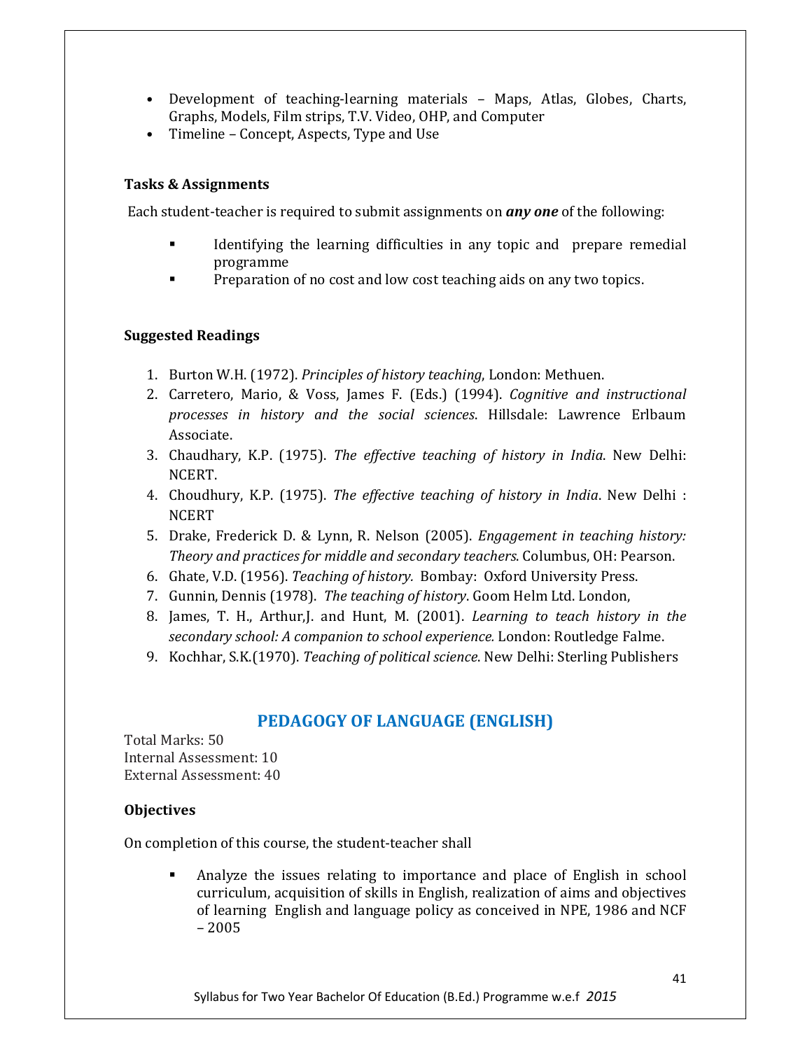- Development of teaching-learning materials – Maps, Atlas, Globes, Charts, Graphs, Models, Film strips, T.V. Video, OHP, and Computer
- Timeline – Concept, Aspects, Type and Use

### Tasks & Assignments

Each student-teacher is required to submit assignments on ***any one*** of the following:

- Identifying the learning difficulties in any topic and prepare remedial programme
- Preparation of no cost and low cost teaching aids on any two topics.

### Suggested Readings

1. Burton W.H. (1972). *Principles of history teaching*, London: Methuen.
2. Carretero, Mario, & Voss, James F. (Eds.) (1994). *Cognitive and instructional processes in history and the social sciences*. Hillsdale: Lawrence Erlbaum Associate.
3. Chaudhary, K.P. (1975). *The effective teaching of history in India*. New Delhi: NCERT.
4. Choudhury, K.P. (1975). *The effective teaching of history in India*. New Delhi : NCERT
5. Drake, Frederick D. & Lynn, R. Nelson (2005). *Engagement in teaching history: Theory and practices for middle and secondary teachers.* Columbus, OH: Pearson.
6. Ghate, V.D. (1956). *Teaching of history.* Bombay: Oxford University Press.
7. Gunnin, Dennis (1978). *The teaching of history*. Goom Helm Ltd. London,
8. James, T. H., Arthur,J. and Hunt, M. (2001). *Learning to teach history in the secondary school: A companion to school experience.* London: Routledge Falme.
9. Kochhar, S.K.(1970). *Teaching of political science*. New Delhi: Sterling Publishers

## PEDAGOGY OF LANGUAGE (ENGLISH)

Total Marks: 50
Internal Assessment: 10
External Assessment: 40

### Objectives

On completion of this course, the student-teacher shall

- Analyze the issues relating to importance and place of English in school curriculum, acquisition of skills in English, realization of aims and objectives of learning English and language policy as conceived in NPE, 1986 and NCF – 2005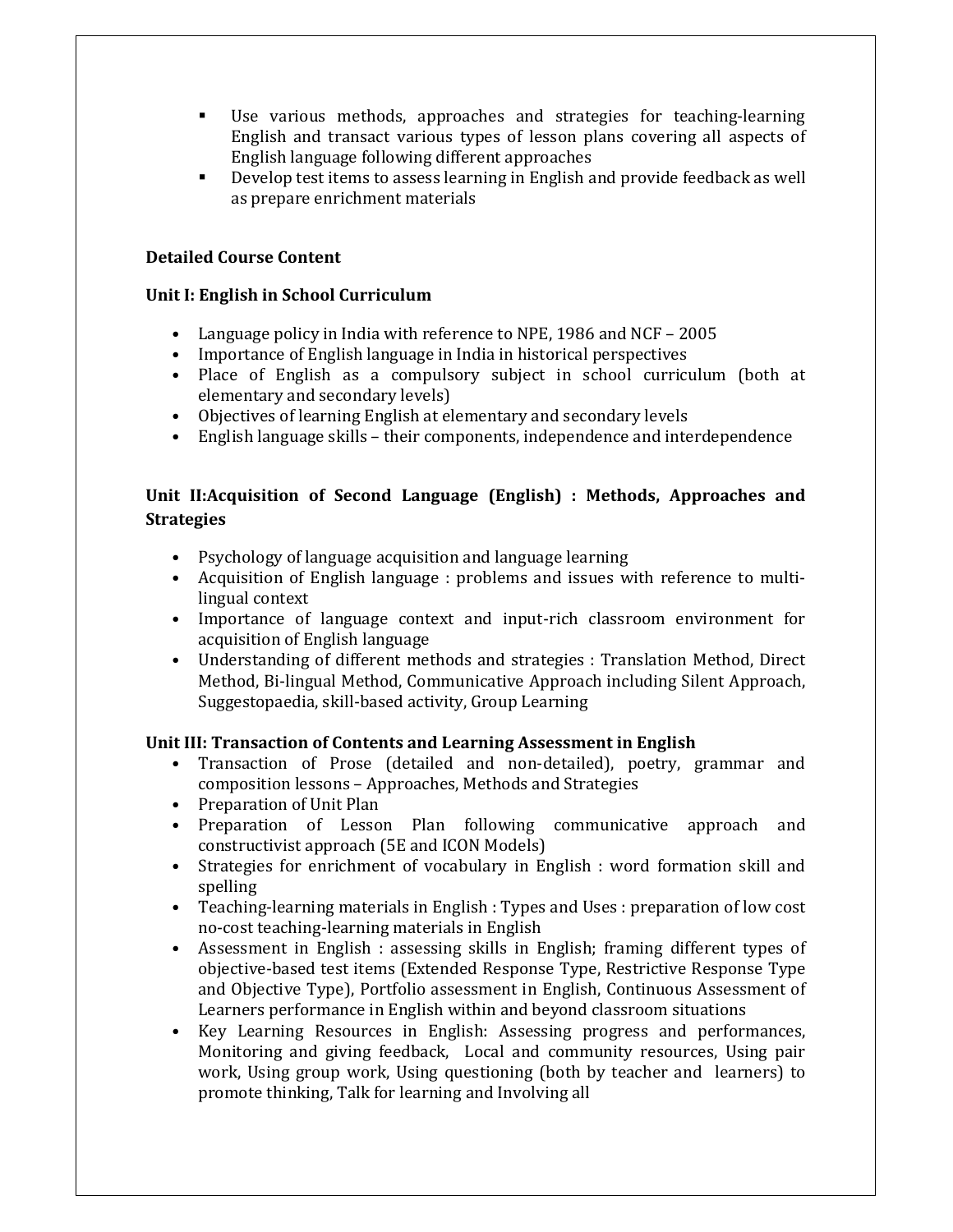- Use various methods, approaches and strategies for teaching-learning English and transact various types of lesson plans covering all aspects of English language following different approaches
- Develop test items to assess learning in English and provide feedback as well as prepare enrichment materials

**Detailed Course Content**

**Unit I: English in School Curriculum**

- Language policy in India with reference to NPE, 1986 and NCF – 2005
- Importance of English language in India in historical perspectives
- Place of English as a compulsory subject in school curriculum (both at elementary and secondary levels)
- Objectives of learning English at elementary and secondary levels
- English language skills – their components, independence and interdependence

**Unit II:Acquisition of Second Language (English) : Methods, Approaches and Strategies**

- Psychology of language acquisition and language learning
- Acquisition of English language : problems and issues with reference to multi-lingual context
- Importance of language context and input-rich classroom environment for acquisition of English language
- Understanding of different methods and strategies : Translation Method, Direct Method, Bi-lingual Method, Communicative Approach including Silent Approach, Suggestopaedia, skill-based activity, Group Learning

**Unit III: Transaction of Contents and Learning Assessment in English**

- Transaction of Prose (detailed and non-detailed), poetry, grammar and composition lessons – Approaches, Methods and Strategies
- Preparation of Unit Plan
- Preparation of Lesson Plan following communicative approach and constructivist approach (5E and ICON Models)
- Strategies for enrichment of vocabulary in English : word formation skill and spelling
- Teaching-learning materials in English : Types and Uses : preparation of low cost no-cost teaching-learning materials in English
- Assessment in English : assessing skills in English; framing different types of objective-based test items (Extended Response Type, Restrictive Response Type and Objective Type), Portfolio assessment in English, Continuous Assessment of Learners performance in English within and beyond classroom situations
- Key Learning Resources in English: Assessing progress and performances, Monitoring and giving feedback, Local and community resources, Using pair work, Using group work, Using questioning (both by teacher and learners) to promote thinking, Talk for learning and Involving all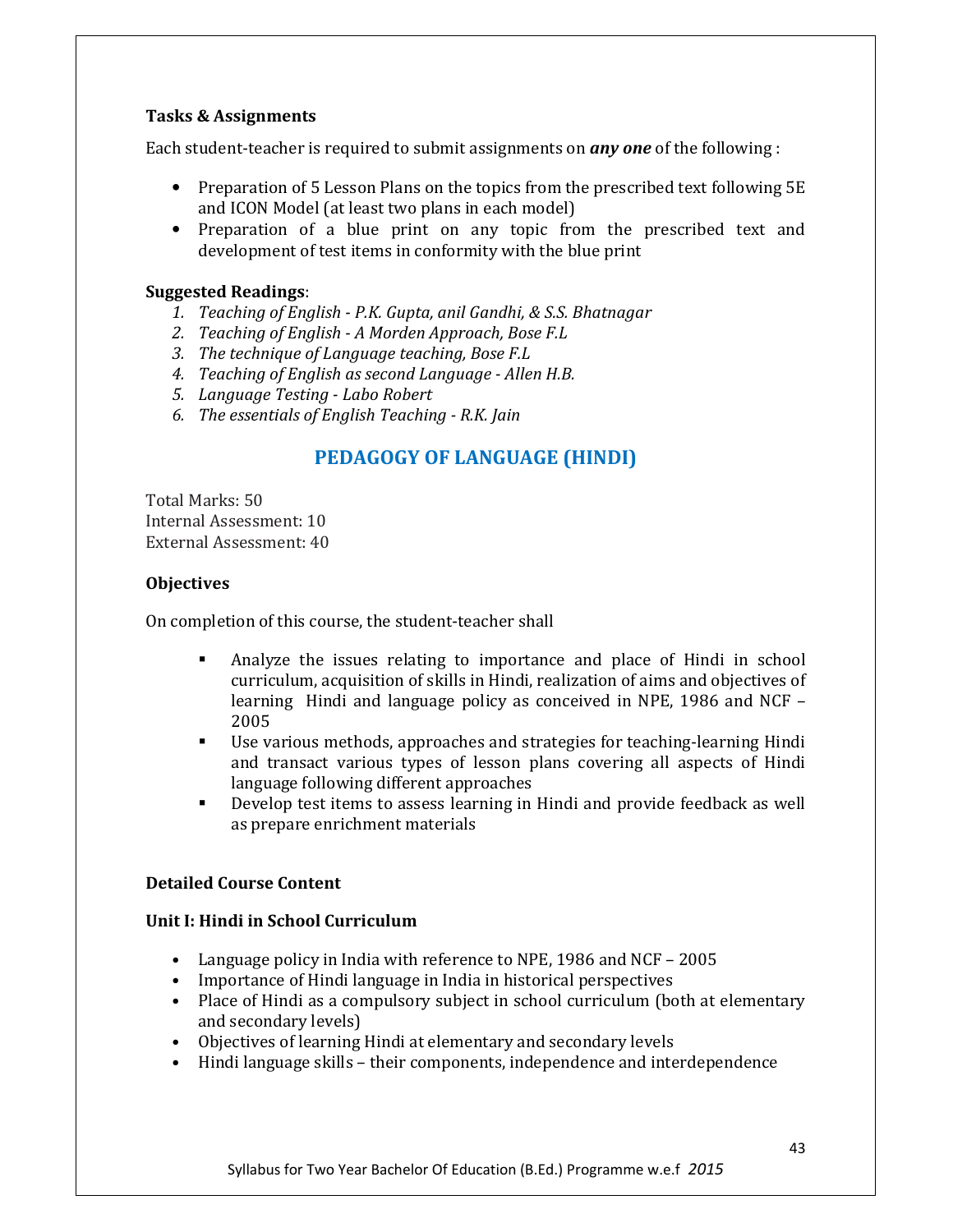**Tasks & Assignments**

Each student-teacher is required to submit assignments on ***any one*** of the following :

- Preparation of 5 Lesson Plans on the topics from the prescribed text following 5E and ICON Model (at least two plans in each model)
- Preparation of a blue print on any topic from the prescribed text and development of test items in conformity with the blue print

**Suggested Readings**:

1. *Teaching of English - P.K. Gupta, anil Gandhi, & S.S. Bhatnagar*
2. *Teaching of English - A Morden Approach, Bose F.L*
3. *The technique of Language teaching, Bose F.L*
4. *Teaching of English as second Language - Allen H.B.*
5. *Language Testing - Labo Robert*
6. *The essentials of English Teaching - R.K. Jain*

## PEDAGOGY OF LANGUAGE (HINDI)

Total Marks: 50
Internal Assessment: 10
External Assessment: 40

**Objectives**

On completion of this course, the student-teacher shall

- Analyze the issues relating to importance and place of Hindi in school curriculum, acquisition of skills in Hindi, realization of aims and objectives of learning Hindi and language policy as conceived in NPE, 1986 and NCF – 2005
- Use various methods, approaches and strategies for teaching-learning Hindi and transact various types of lesson plans covering all aspects of Hindi language following different approaches
- Develop test items to assess learning in Hindi and provide feedback as well as prepare enrichment materials

**Detailed Course Content**

**Unit I: Hindi in School Curriculum**

- Language policy in India with reference to NPE, 1986 and NCF – 2005
- Importance of Hindi language in India in historical perspectives
- Place of Hindi as a compulsory subject in school curriculum (both at elementary and secondary levels)
- Objectives of learning Hindi at elementary and secondary levels
- Hindi language skills – their components, independence and interdependence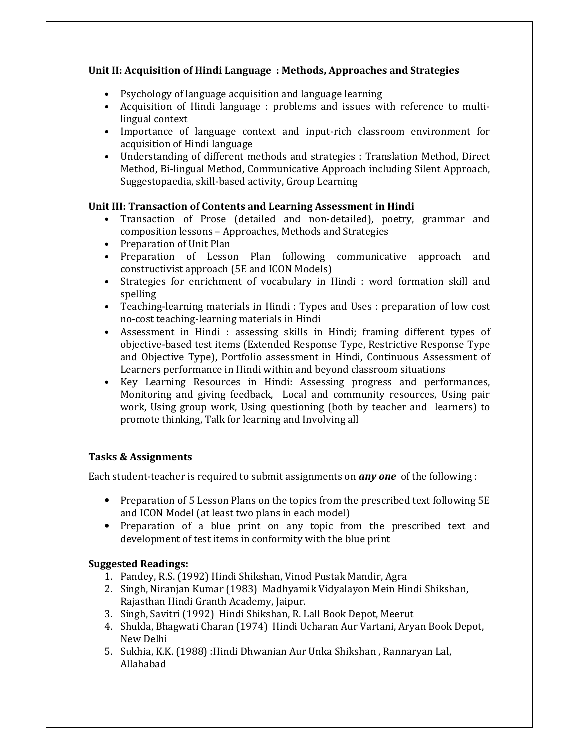### Unit II: Acquisition of Hindi Language : Methods, Approaches and Strategies

- Psychology of language acquisition and language learning
- Acquisition of Hindi language : problems and issues with reference to multi-lingual context
- Importance of language context and input-rich classroom environment for acquisition of Hindi language
- Understanding of different methods and strategies : Translation Method, Direct Method, Bi-lingual Method, Communicative Approach including Silent Approach, Suggestopaedia, skill-based activity, Group Learning

### Unit III: Transaction of Contents and Learning Assessment in Hindi

- Transaction of Prose (detailed and non-detailed), poetry, grammar and composition lessons – Approaches, Methods and Strategies
- Preparation of Unit Plan
- Preparation of Lesson Plan following communicative approach and constructivist approach (5E and ICON Models)
- Strategies for enrichment of vocabulary in Hindi : word formation skill and spelling
- Teaching-learning materials in Hindi : Types and Uses : preparation of low cost no-cost teaching-learning materials in Hindi
- Assessment in Hindi : assessing skills in Hindi; framing different types of objective-based test items (Extended Response Type, Restrictive Response Type and Objective Type), Portfolio assessment in Hindi, Continuous Assessment of Learners performance in Hindi within and beyond classroom situations
- Key Learning Resources in Hindi: Assessing progress and performances, Monitoring and giving feedback, Local and community resources, Using pair work, Using group work, Using questioning (both by teacher and learners) to promote thinking, Talk for learning and Involving all

### Tasks & Assignments

Each student-teacher is required to submit assignments on ***any one*** of the following :

- Preparation of 5 Lesson Plans on the topics from the prescribed text following 5E and ICON Model (at least two plans in each model)
- Preparation of a blue print on any topic from the prescribed text and development of test items in conformity with the blue print

### Suggested Readings:

1. Pandey, R.S. (1992) Hindi Shikshan, Vinod Pustak Mandir, Agra
2. Singh, Niranjan Kumar (1983) Madhyamik Vidyalayon Mein Hindi Shikshan, Rajasthan Hindi Granth Academy, Jaipur.
3. Singh, Savitri (1992) Hindi Shikshan, R. Lall Book Depot, Meerut
4. Shukla, Bhagwati Charan (1974) Hindi Ucharan Aur Vartani, Aryan Book Depot, New Delhi
5. Sukhia, K.K. (1988) :Hindi Dhwanian Aur Unka Shikshan , Rannaryan Lal, Allahabad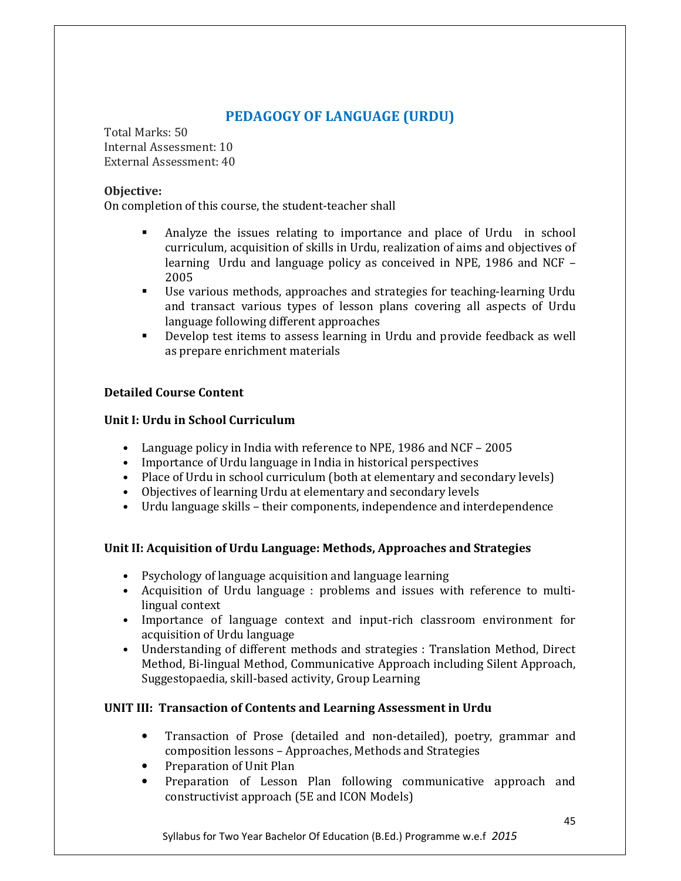# PEDAGOGY OF LANGUAGE (URDU)

Total Marks: 50
Internal Assessment: 10
External Assessment: 40

**Objective:**
On completion of this course, the student-teacher shall

- Analyze the issues relating to importance and place of Urdu in school curriculum, acquisition of skills in Urdu, realization of aims and objectives of learning Urdu and language policy as conceived in NPE, 1986 and NCF – 2005
- Use various methods, approaches and strategies for teaching-learning Urdu and transact various types of lesson plans covering all aspects of Urdu language following different approaches
- Develop test items to assess learning in Urdu and provide feedback as well as prepare enrichment materials

**Detailed Course Content**

**Unit I: Urdu in School Curriculum**

- Language policy in India with reference to NPE, 1986 and NCF – 2005
- Importance of Urdu language in India in historical perspectives
- Place of Urdu in school curriculum (both at elementary and secondary levels)
- Objectives of learning Urdu at elementary and secondary levels
- Urdu language skills – their components, independence and interdependence

**Unit II: Acquisition of Urdu Language: Methods, Approaches and Strategies**

- Psychology of language acquisition and language learning
- Acquisition of Urdu language : problems and issues with reference to multi-lingual context
- Importance of language context and input-rich classroom environment for acquisition of Urdu language
- Understanding of different methods and strategies : Translation Method, Direct Method, Bi-lingual Method, Communicative Approach including Silent Approach, Suggestopaedia, skill-based activity, Group Learning

**UNIT III: Transaction of Contents and Learning Assessment in Urdu**

- Transaction of Prose (detailed and non-detailed), poetry, grammar and composition lessons – Approaches, Methods and Strategies
- Preparation of Unit Plan
- Preparation of Lesson Plan following communicative approach and constructivist approach (5E and ICON Models)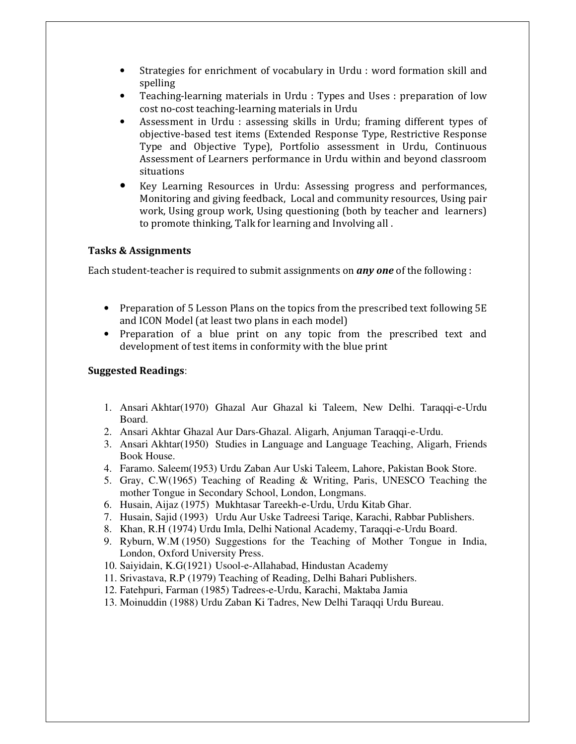- Strategies for enrichment of vocabulary in Urdu : word formation skill and spelling
- Teaching-learning materials in Urdu : Types and Uses : preparation of low cost no-cost teaching-learning materials in Urdu
- Assessment in Urdu : assessing skills in Urdu; framing different types of objective-based test items (Extended Response Type, Restrictive Response Type and Objective Type), Portfolio assessment in Urdu, Continuous Assessment of Learners performance in Urdu within and beyond classroom situations
- Key Learning Resources in Urdu: Assessing progress and performances, Monitoring and giving feedback, Local and community resources, Using pair work, Using group work, Using questioning (both by teacher and learners) to promote thinking, Talk for learning and Involving all .

**Tasks & Assignments**

Each student-teacher is required to submit assignments on ***any one*** of the following :

- Preparation of 5 Lesson Plans on the topics from the prescribed text following 5E and ICON Model (at least two plans in each model)
- Preparation of a blue print on any topic from the prescribed text and development of test items in conformity with the blue print

**Suggested Readings**:

1. Ansari Akhtar(1970) Ghazal Aur Ghazal ki Taleem, New Delhi. Taraqqi-e-Urdu Board.
2. Ansari Akhtar Ghazal Aur Dars-Ghazal. Aligarh, Anjuman Taraqqi-e-Urdu.
3. Ansari Akhtar(1950) Studies in Language and Language Teaching, Aligarh, Friends Book House.
4. Faramo. Saleem(1953) Urdu Zaban Aur Uski Taleem, Lahore, Pakistan Book Store.
5. Gray, C.W(1965) Teaching of Reading & Writing, Paris, UNESCO Teaching the mother Tongue in Secondary School, London, Longmans.
6. Husain, Aijaz (1975) Mukhtasar Tareekh-e-Urdu, Urdu Kitab Ghar.
7. Husain, Sajid (1993) Urdu Aur Uske Tadreesi Tariqe, Karachi, Rabbar Publishers.
8. Khan, R.H (1974) Urdu Imla, Delhi National Academy, Taraqqi-e-Urdu Board.
9. Ryburn, W.M (1950) Suggestions for the Teaching of Mother Tongue in India, London, Oxford University Press.
10. Saiyidain, K.G(1921) Usool-e-Allahabad, Hindustan Academy
11. Srivastava, R.P (1979) Teaching of Reading, Delhi Bahari Publishers.
12. Fatehpuri, Farman (1985) Tadrees-e-Urdu, Karachi, Maktaba Jamia
13. Moinuddin (1988) Urdu Zaban Ki Tadres, New Delhi Taraqqi Urdu Bureau.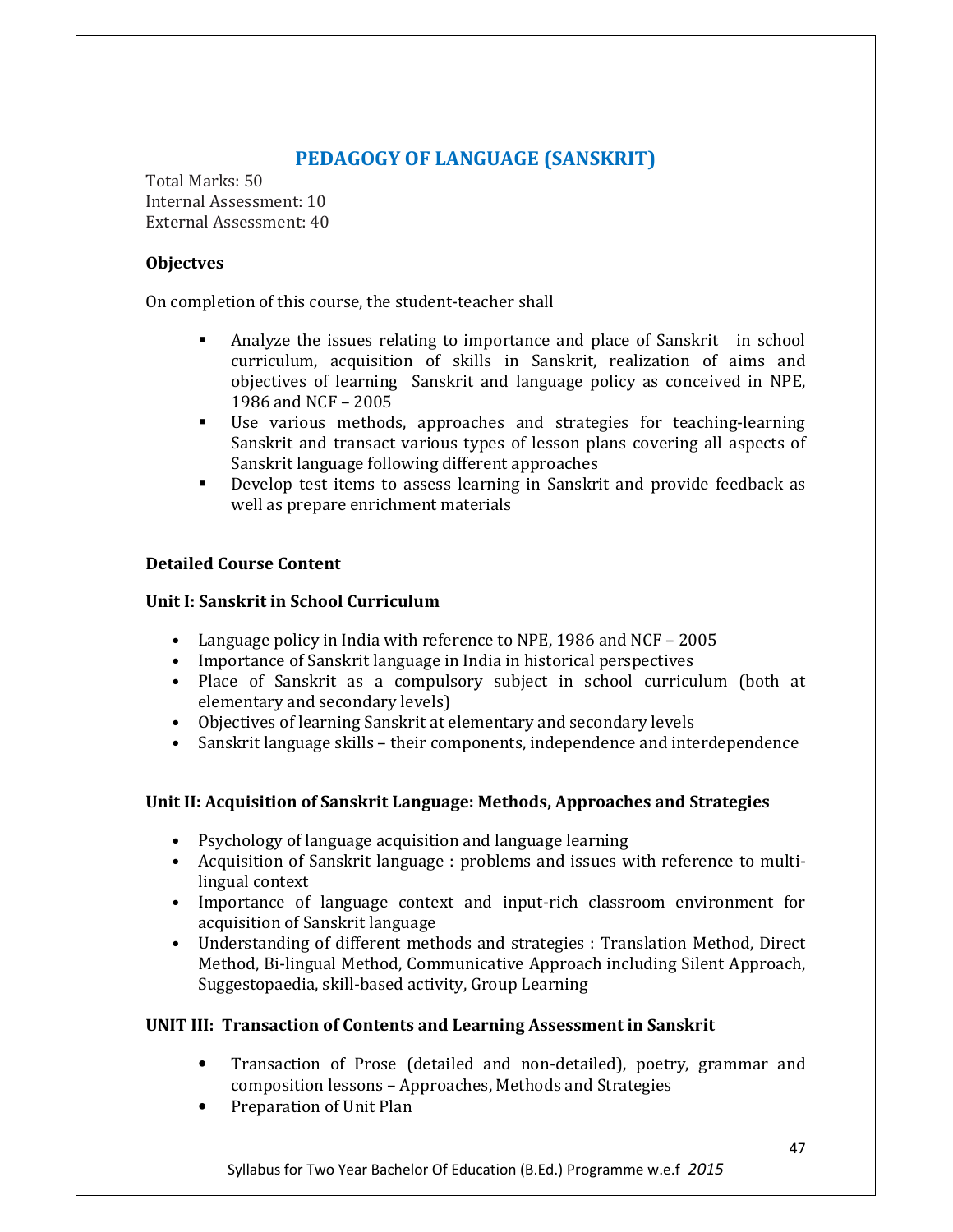## PEDAGOGY OF LANGUAGE (SANSKRIT)

Total Marks: 50
Internal Assessment: 10
External Assessment: 40

**Objectves**

On completion of this course, the student-teacher shall

- Analyze the issues relating to importance and place of Sanskrit in school curriculum, acquisition of skills in Sanskrit, realization of aims and objectives of learning Sanskrit and language policy as conceived in NPE, 1986 and NCF – 2005
- Use various methods, approaches and strategies for teaching-learning Sanskrit and transact various types of lesson plans covering all aspects of Sanskrit language following different approaches
- Develop test items to assess learning in Sanskrit and provide feedback as well as prepare enrichment materials

**Detailed Course Content**

**Unit I: Sanskrit in School Curriculum**

- Language policy in India with reference to NPE, 1986 and NCF – 2005
- Importance of Sanskrit language in India in historical perspectives
- Place of Sanskrit as a compulsory subject in school curriculum (both at elementary and secondary levels)
- Objectives of learning Sanskrit at elementary and secondary levels
- Sanskrit language skills – their components, independence and interdependence

**Unit II: Acquisition of Sanskrit Language: Methods, Approaches and Strategies**

- Psychology of language acquisition and language learning
- Acquisition of Sanskrit language : problems and issues with reference to multi-lingual context
- Importance of language context and input-rich classroom environment for acquisition of Sanskrit language
- Understanding of different methods and strategies : Translation Method, Direct Method, Bi-lingual Method, Communicative Approach including Silent Approach, Suggestopaedia, skill-based activity, Group Learning

**UNIT III: Transaction of Contents and Learning Assessment in Sanskrit**

- Transaction of Prose (detailed and non-detailed), poetry, grammar and composition lessons – Approaches, Methods and Strategies
- Preparation of Unit Plan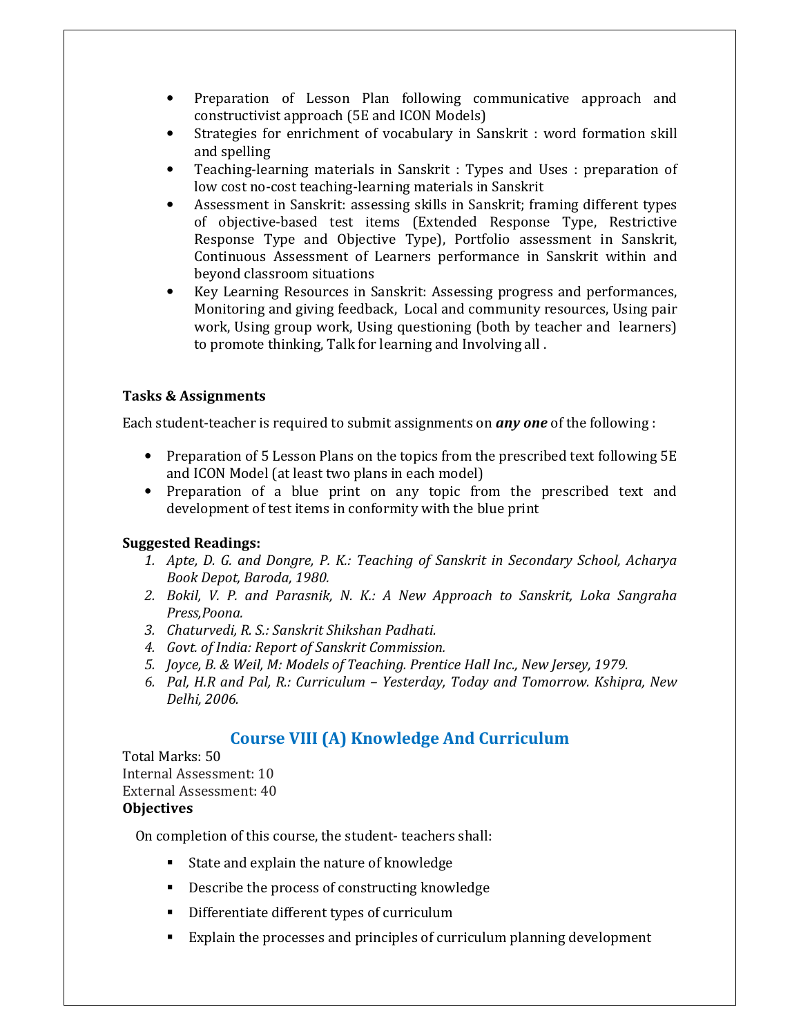- Preparation of Lesson Plan following communicative approach and constructivist approach (5E and ICON Models)
- Strategies for enrichment of vocabulary in Sanskrit : word formation skill and spelling
- Teaching-learning materials in Sanskrit : Types and Uses : preparation of low cost no-cost teaching-learning materials in Sanskrit
- Assessment in Sanskrit: assessing skills in Sanskrit; framing different types of objective-based test items (Extended Response Type, Restrictive Response Type and Objective Type), Portfolio assessment in Sanskrit, Continuous Assessment of Learners performance in Sanskrit within and beyond classroom situations
- Key Learning Resources in Sanskrit: Assessing progress and performances, Monitoring and giving feedback, Local and community resources, Using pair work, Using group work, Using questioning (both by teacher and learners) to promote thinking, Talk for learning and Involving all .

**Tasks & Assignments**

Each student-teacher is required to submit assignments on ***any one*** of the following :

- Preparation of 5 Lesson Plans on the topics from the prescribed text following 5E and ICON Model (at least two plans in each model)
- Preparation of a blue print on any topic from the prescribed text and development of test items in conformity with the blue print

**Suggested Readings:**

1. *Apte, D. G. and Dongre, P. K.: Teaching of Sanskrit in Secondary School, Acharya Book Depot, Baroda, 1980.*
2. *Bokil, V. P. and Parasnik, N. K.: A New Approach to Sanskrit, Loka Sangraha Press,Poona.*
3. *Chaturvedi, R. S.: Sanskrit Shikshan Padhati.*
4. *Govt. of India: Report of Sanskrit Commission.*
5. *Joyce, B. & Weil, M: Models of Teaching. Prentice Hall Inc., New Jersey, 1979.*
6. *Pal, H.R and Pal, R.: Curriculum – Yesterday, Today and Tomorrow. Kshipra, New Delhi, 2006.*

## Course VIII (A) Knowledge And Curriculum

Total Marks: 50
Internal Assessment: 10
External Assessment: 40

**Objectives**

On completion of this course, the student- teachers shall:

- State and explain the nature of knowledge
- Describe the process of constructing knowledge
- Differentiate different types of curriculum
- Explain the processes and principles of curriculum planning development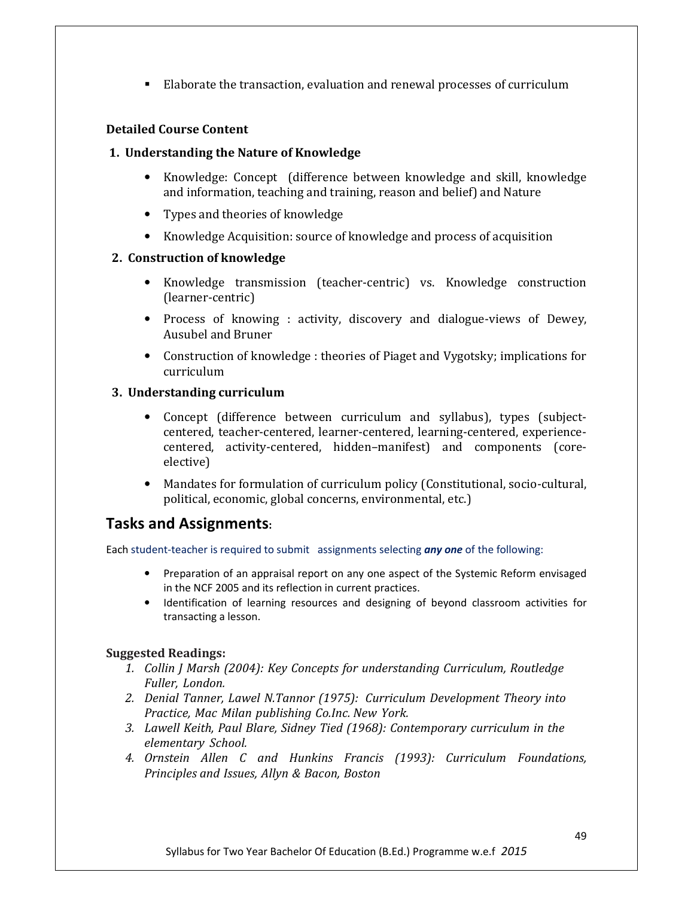- Elaborate the transaction, evaluation and renewal processes of curriculum

**Detailed Course Content**

**1. Understanding the Nature of Knowledge**

- Knowledge: Concept (difference between knowledge and skill, knowledge and information, teaching and training, reason and belief) and Nature
- Types and theories of knowledge
- Knowledge Acquisition: source of knowledge and process of acquisition

**2. Construction of knowledge**

- Knowledge transmission (teacher-centric) vs. Knowledge construction (learner-centric)
- Process of knowing : activity, discovery and dialogue-views of Dewey, Ausubel and Bruner
- Construction of knowledge : theories of Piaget and Vygotsky; implications for curriculum

**3. Understanding curriculum**

- Concept (difference between curriculum and syllabus), types (subject-centered, teacher-centered, learner-centered, learning-centered, experience-centered, activity-centered, hidden–manifest) and components (core-elective)
- Mandates for formulation of curriculum policy (Constitutional, socio-cultural, political, economic, global concerns, environmental, etc.)

## Tasks and Assignments:

Each student-teacher is required to submit assignments selecting ***any one*** of the following:

- Preparation of an appraisal report on any one aspect of the Systemic Reform envisaged in the NCF 2005 and its reflection in current practices.
- Identification of learning resources and designing of beyond classroom activities for transacting a lesson.

**Suggested Readings:**

1. *Collin J Marsh (2004): Key Concepts for understanding Curriculum, Routledge Fuller, London.*
2. *Denial Tanner, Lawel N.Tannor (1975): Curriculum Development Theory into Practice, Mac Milan publishing Co.Inc. New York.*
3. *Lawell Keith, Paul Blare, Sidney Tied (1968): Contemporary curriculum in the elementary School.*
4. *Ornstein Allen C and Hunkins Francis (1993): Curriculum Foundations, Principles and Issues, Allyn & Bacon, Boston*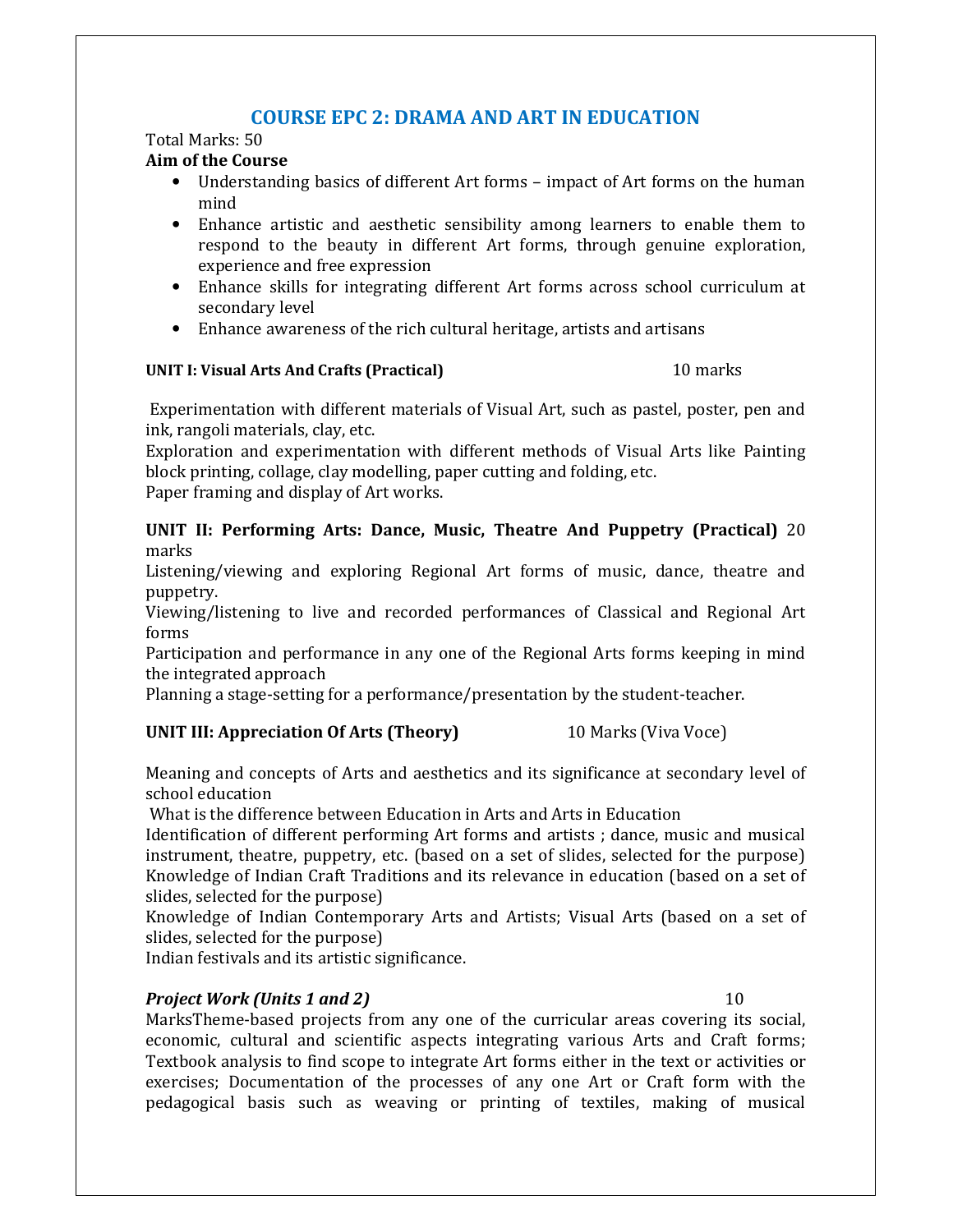## COURSE EPC 2: DRAMA AND ART IN EDUCATION

Total Marks: 50

**Aim of the Course**

- Understanding basics of different Art forms – impact of Art forms on the human mind
- Enhance artistic and aesthetic sensibility among learners to enable them to respond to the beauty in different Art forms, through genuine exploration, experience and free expression
- Enhance skills for integrating different Art forms across school curriculum at secondary level
- Enhance awareness of the rich cultural heritage, artists and artisans

**UNIT I: Visual Arts And Crafts (Practical)** 10 marks

Experimentation with different materials of Visual Art, such as pastel, poster, pen and ink, rangoli materials, clay, etc.

Exploration and experimentation with different methods of Visual Arts like Painting block printing, collage, clay modelling, paper cutting and folding, etc.

Paper framing and display of Art works.

**UNIT II: Performing Arts: Dance, Music, Theatre And Puppetry (Practical)** 20 marks

Listening/viewing and exploring Regional Art forms of music, dance, theatre and puppetry.

Viewing/listening to live and recorded performances of Classical and Regional Art forms

Participation and performance in any one of the Regional Arts forms keeping in mind the integrated approach

Planning a stage-setting for a performance/presentation by the student-teacher.

**UNIT III: Appreciation Of Arts (Theory)** 10 Marks (Viva Voce)

Meaning and concepts of Arts and aesthetics and its significance at secondary level of school education

What is the difference between Education in Arts and Arts in Education

Identification of different performing Art forms and artists ; dance, music and musical instrument, theatre, puppetry, etc. (based on a set of slides, selected for the purpose)

Knowledge of Indian Craft Traditions and its relevance in education (based on a set of slides, selected for the purpose)

Knowledge of Indian Contemporary Arts and Artists; Visual Arts (based on a set of slides, selected for the purpose)

Indian festivals and its artistic significance.

***Project Work (Units 1 and 2)*** 10

MarksTheme-based projects from any one of the curricular areas covering its social, economic, cultural and scientific aspects integrating various Arts and Craft forms; Textbook analysis to find scope to integrate Art forms either in the text or activities or exercises; Documentation of the processes of any one Art or Craft form with the pedagogical basis such as weaving or printing of textiles, making of musical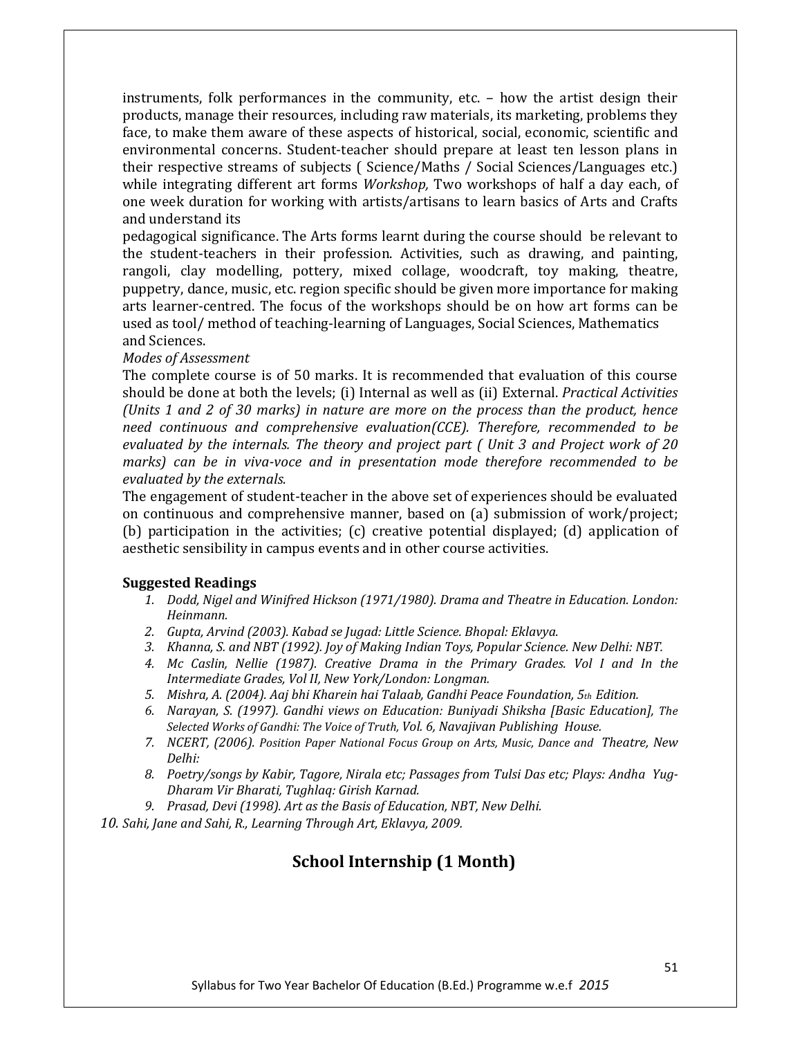instruments, folk performances in the community, etc. – how the artist design their products, manage their resources, including raw materials, its marketing, problems they face, to make them aware of these aspects of historical, social, economic, scientific and environmental concerns. Student-teacher should prepare at least ten lesson plans in their respective streams of subjects ( Science/Maths / Social Sciences/Languages etc.) while integrating different art forms *Workshop,* Two workshops of half a day each, of one week duration for working with artists/artisans to learn basics of Arts and Crafts and understand its

pedagogical significance. The Arts forms learnt during the course should be relevant to the student-teachers in their profession. Activities, such as drawing, and painting, rangoli, clay modelling, pottery, mixed collage, woodcraft, toy making, theatre, puppetry, dance, music, etc. region specific should be given more importance for making arts learner-centred. The focus of the workshops should be on how art forms can be used as tool/ method of teaching-learning of Languages, Social Sciences, Mathematics and Sciences.

*Modes of Assessment*

The complete course is of 50 marks. It is recommended that evaluation of this course should be done at both the levels; (i) Internal as well as (ii) External. *Practical Activities (Units 1 and 2 of 30 marks) in nature are more on the process than the product, hence need continuous and comprehensive evaluation(CCE). Therefore, recommended to be evaluated by the internals. The theory and project part ( Unit 3 and Project work of 20 marks) can be in viva-voce and in presentation mode therefore recommended to be evaluated by the externals.*

The engagement of student-teacher in the above set of experiences should be evaluated on continuous and comprehensive manner, based on (a) submission of work/project; (b) participation in the activities; (c) creative potential displayed; (d) application of aesthetic sensibility in campus events and in other course activities.

**Suggested Readings**

1. *Dodd, Nigel and Winifred Hickson (1971/1980). Drama and Theatre in Education. London: Heinmann.*
2. *Gupta, Arvind (2003). Kabad se Jugad: Little Science. Bhopal: Eklavya.*
3. *Khanna, S. and NBT (1992). Joy of Making Indian Toys, Popular Science. New Delhi: NBT.*
4. *Mc Caslin, Nellie (1987). Creative Drama in the Primary Grades. Vol I and In the Intermediate Grades, Vol II, New York/London: Longman.*
5. *Mishra, A. (2004). Aaj bhi Kharein hai Talaab, Gandhi Peace Foundation, 5th Edition.*
6. *Narayan, S. (1997). Gandhi views on Education: Buniyadi Shiksha [Basic Education], The Selected Works of Gandhi: The Voice of Truth, Vol. 6, Navajivan Publishing House.*
7. *NCERT, (2006). Position Paper National Focus Group on Arts, Music, Dance and Theatre, New Delhi:*
8. *Poetry/songs by Kabir, Tagore, Nirala etc; Passages from Tulsi Das etc; Plays: Andha Yug- Dharam Vir Bharati, Tughlaq: Girish Karnad.*
9. *Prasad, Devi (1998). Art as the Basis of Education, NBT, New Delhi.*
10. *Sahi, Jane and Sahi, R., Learning Through Art, Eklavya, 2009.*

## School Internship (1 Month)